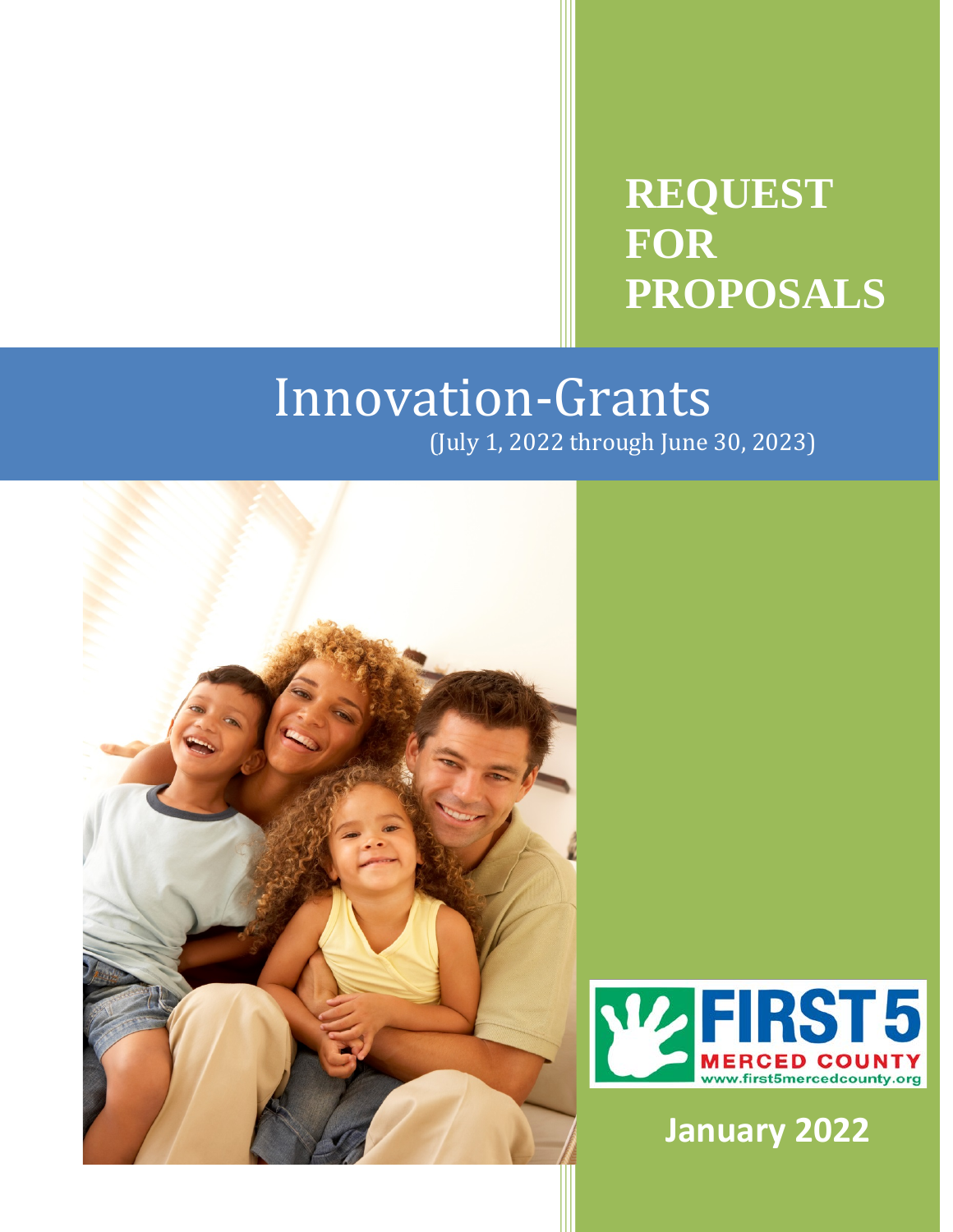# REQUEST FOR PROPOSALS

## Innovation-Grants

(July 1, 2022 through June 30, 2023)

FIRST 5 MERCED COUNTY
www.first5mercedcounty.org

**January 2022**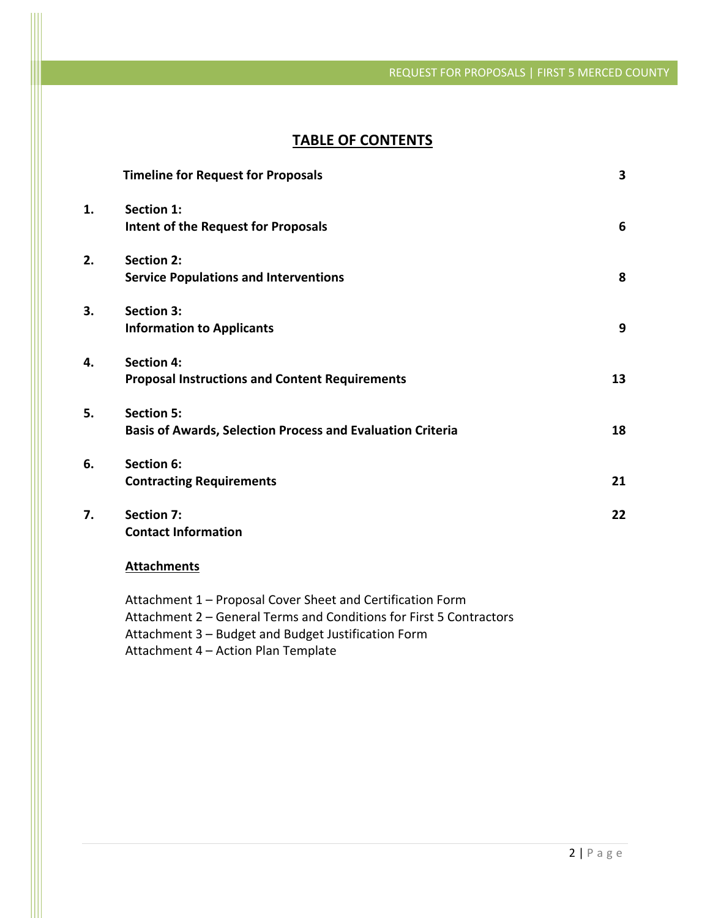# TABLE OF CONTENTS

| | | |
|---|---|---|
| | **Timeline for Request for Proposals** | **3** |
| **1.** | **Section 1:** **Intent of the Request for Proposals** | **6** |
| **2.** | **Section 2:** **Service Populations and Interventions** | **8** |
| **3.** | **Section 3:** **Information to Applicants** | **9** |
| **4.** | **Section 4:** **Proposal Instructions and Content Requirements** | **13** |
| **5.** | **Section 5:** **Basis of Awards, Selection Process and Evaluation Criteria** | **18** |
| **6.** | **Section 6:** **Contracting Requirements** | **21** |
| **7.** | **Section 7:** **Contact Information** | **22** |

**Attachments**

Attachment 1 – Proposal Cover Sheet and Certification Form
Attachment 2 – General Terms and Conditions for First 5 Contractors
Attachment 3 – Budget and Budget Justification Form
Attachment 4 – Action Plan Template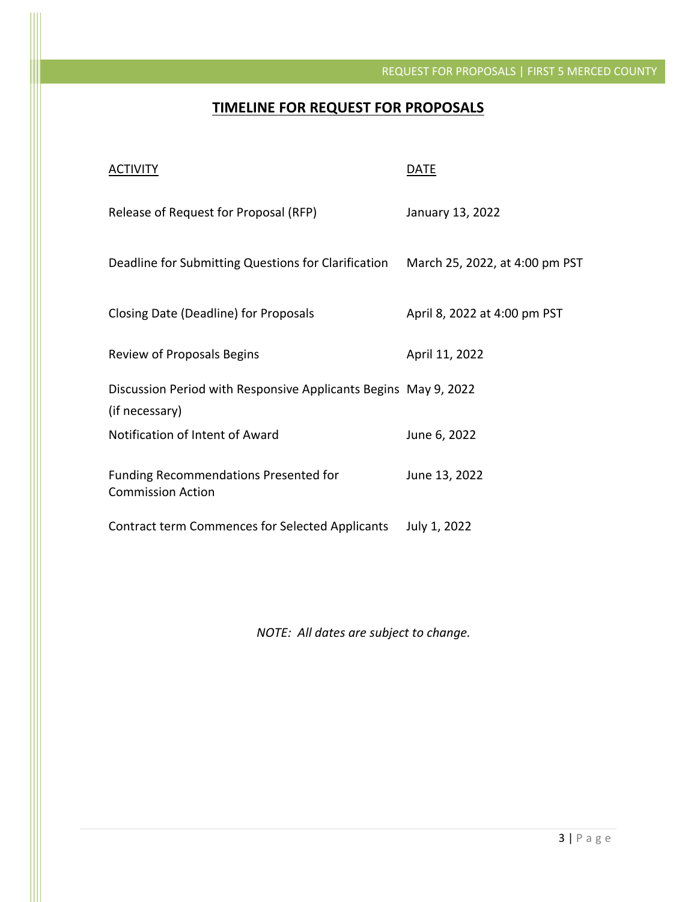# TIMELINE FOR REQUEST FOR PROPOSALS

| ACTIVITY | DATE |
|---|---|
| Release of Request for Proposal (RFP) | January 13, 2022 |
| Deadline for Submitting Questions for Clarification | March 25, 2022, at 4:00 pm PST |
| Closing Date (Deadline) for Proposals | April 8, 2022 at 4:00 pm PST |
| Review of Proposals Begins | April 11, 2022 |
| Discussion Period with Responsive Applicants Begins (if necessary) | May 9, 2022 |
| Notification of Intent of Award | June 6, 2022 |
| Funding Recommendations Presented for Commission Action | June 13, 2022 |
| Contract term Commences for Selected Applicants | July 1, 2022 |

*NOTE: All dates are subject to change.*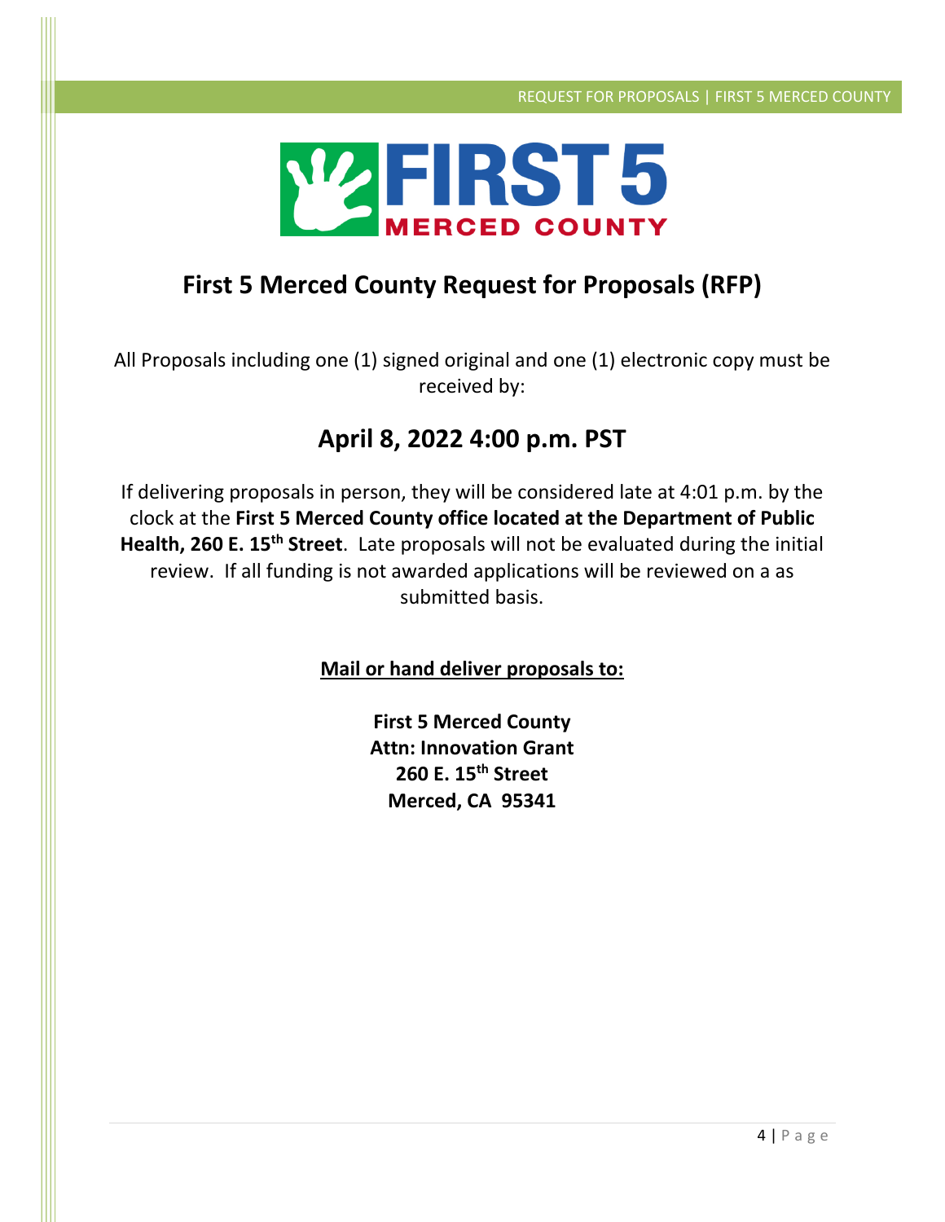# First 5 Merced County Request for Proposals (RFP)

All Proposals including one (1) signed original and one (1) electronic copy must be received by:

## April 8, 2022 4:00 p.m. PST

If delivering proposals in person, they will be considered late at 4:01 p.m. by the clock at the **First 5 Merced County office located at the Department of Public Health, 260 E. 15th Street**. Late proposals will not be evaluated during the initial review. If all funding is not awarded applications will be reviewed on a as submitted basis.

**Mail or hand deliver proposals to:**

**First 5 Merced County**
**Attn: Innovation Grant**
**260 E. 15th Street**
**Merced, CA 95341**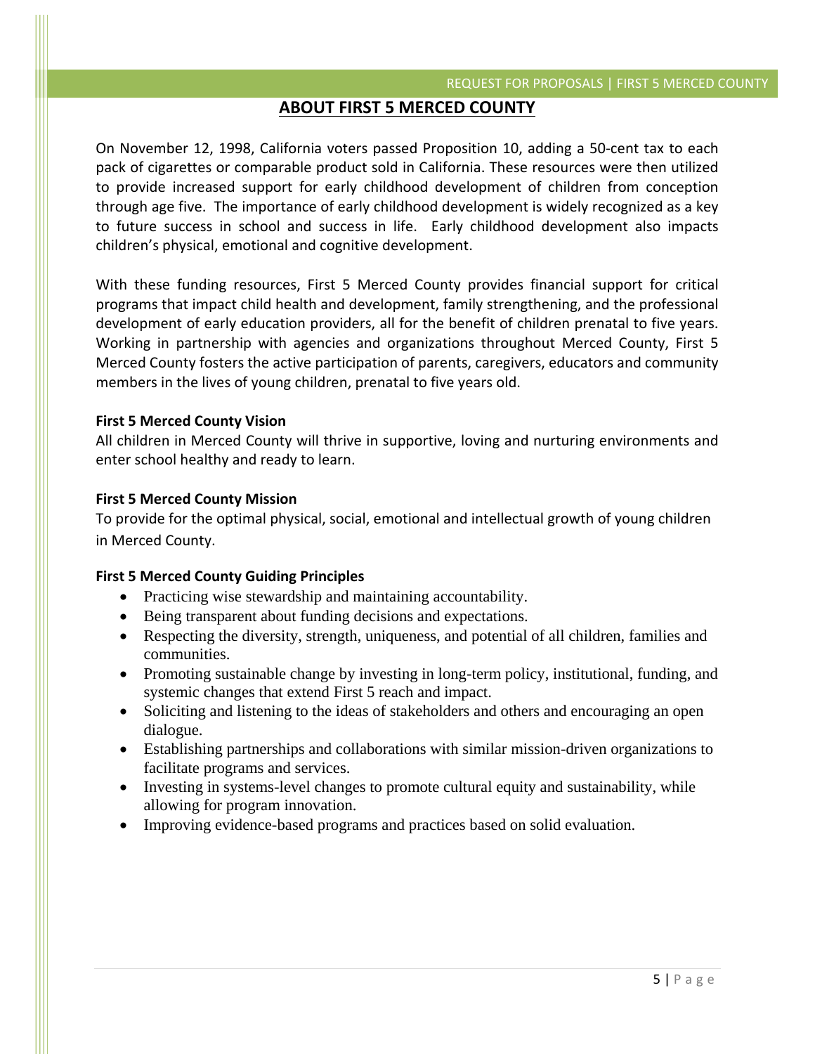## ABOUT FIRST 5 MERCED COUNTY

On November 12, 1998, California voters passed Proposition 10, adding a 50-cent tax to each pack of cigarettes or comparable product sold in California. These resources were then utilized to provide increased support for early childhood development of children from conception through age five. The importance of early childhood development is widely recognized as a key to future success in school and success in life. Early childhood development also impacts children's physical, emotional and cognitive development.

With these funding resources, First 5 Merced County provides financial support for critical programs that impact child health and development, family strengthening, and the professional development of early education providers, all for the benefit of children prenatal to five years. Working in partnership with agencies and organizations throughout Merced County, First 5 Merced County fosters the active participation of parents, caregivers, educators and community members in the lives of young children, prenatal to five years old.

**First 5 Merced County Vision**

All children in Merced County will thrive in supportive, loving and nurturing environments and enter school healthy and ready to learn.

**First 5 Merced County Mission**

To provide for the optimal physical, social, emotional and intellectual growth of young children in Merced County.

**First 5 Merced County Guiding Principles**

- Practicing wise stewardship and maintaining accountability.
- Being transparent about funding decisions and expectations.
- Respecting the diversity, strength, uniqueness, and potential of all children, families and communities.
- Promoting sustainable change by investing in long-term policy, institutional, funding, and systemic changes that extend First 5 reach and impact.
- Soliciting and listening to the ideas of stakeholders and others and encouraging an open dialogue.
- Establishing partnerships and collaborations with similar mission-driven organizations to facilitate programs and services.
- Investing in systems-level changes to promote cultural equity and sustainability, while allowing for program innovation.
- Improving evidence-based programs and practices based on solid evaluation.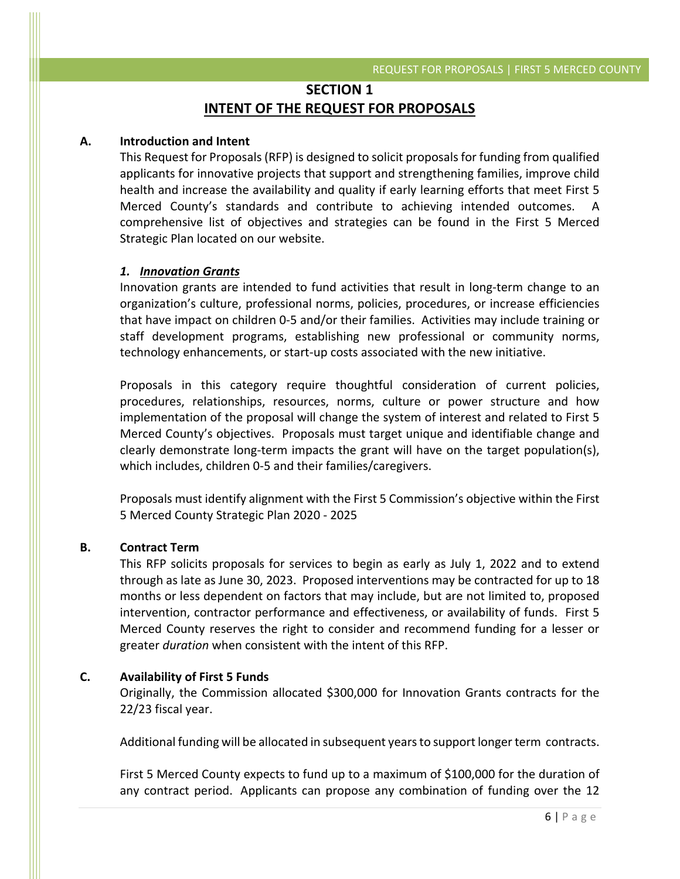# SECTION 1

## INTENT OF THE REQUEST FOR PROPOSALS

**A. Introduction and Intent**

This Request for Proposals (RFP) is designed to solicit proposals for funding from qualified applicants for innovative projects that support and strengthening families, improve child health and increase the availability and quality if early learning efforts that meet First 5 Merced County's standards and contribute to achieving intended outcomes. A comprehensive list of objectives and strategies can be found in the First 5 Merced Strategic Plan located on our website.

***1. Innovation Grants***

Innovation grants are intended to fund activities that result in long-term change to an organization's culture, professional norms, policies, procedures, or increase efficiencies that have impact on children 0-5 and/or their families. Activities may include training or staff development programs, establishing new professional or community norms, technology enhancements, or start-up costs associated with the new initiative.

Proposals in this category require thoughtful consideration of current policies, procedures, relationships, resources, norms, culture or power structure and how implementation of the proposal will change the system of interest and related to First 5 Merced County's objectives. Proposals must target unique and identifiable change and clearly demonstrate long-term impacts the grant will have on the target population(s), which includes, children 0-5 and their families/caregivers.

Proposals must identify alignment with the First 5 Commission's objective within the First 5 Merced County Strategic Plan 2020 - 2025

**B. Contract Term**

This RFP solicits proposals for services to begin as early as July 1, 2022 and to extend through as late as June 30, 2023. Proposed interventions may be contracted for up to 18 months or less dependent on factors that may include, but are not limited to, proposed intervention, contractor performance and effectiveness, or availability of funds. First 5 Merced County reserves the right to consider and recommend funding for a lesser or greater *duration* when consistent with the intent of this RFP.

**C. Availability of First 5 Funds**

Originally, the Commission allocated $300,000 for Innovation Grants contracts for the 22/23 fiscal year.

Additional funding will be allocated in subsequent years to support longer term contracts.

First 5 Merced County expects to fund up to a maximum of $100,000 for the duration of any contract period. Applicants can propose any combination of funding over the 12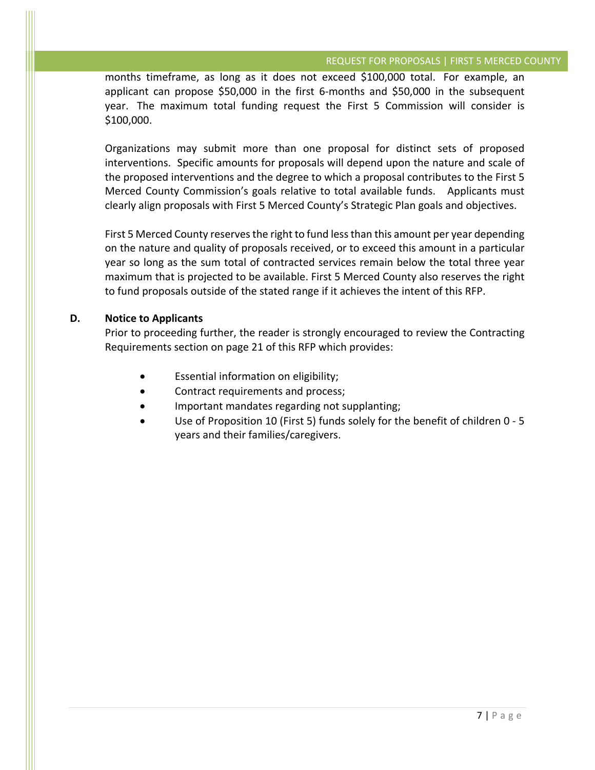months timeframe, as long as it does not exceed $100,000 total. For example, an applicant can propose $50,000 in the first 6-months and $50,000 in the subsequent year. The maximum total funding request the First 5 Commission will consider is $100,000.

Organizations may submit more than one proposal for distinct sets of proposed interventions. Specific amounts for proposals will depend upon the nature and scale of the proposed interventions and the degree to which a proposal contributes to the First 5 Merced County Commission's goals relative to total available funds. Applicants must clearly align proposals with First 5 Merced County's Strategic Plan goals and objectives.

First 5 Merced County reserves the right to fund less than this amount per year depending on the nature and quality of proposals received, or to exceed this amount in a particular year so long as the sum total of contracted services remain below the total three year maximum that is projected to be available. First 5 Merced County also reserves the right to fund proposals outside of the stated range if it achieves the intent of this RFP.

**D. Notice to Applicants**

Prior to proceeding further, the reader is strongly encouraged to review the Contracting Requirements section on page 21 of this RFP which provides:

- Essential information on eligibility;
- Contract requirements and process;
- Important mandates regarding not supplanting;
- Use of Proposition 10 (First 5) funds solely for the benefit of children 0 - 5 years and their families/caregivers.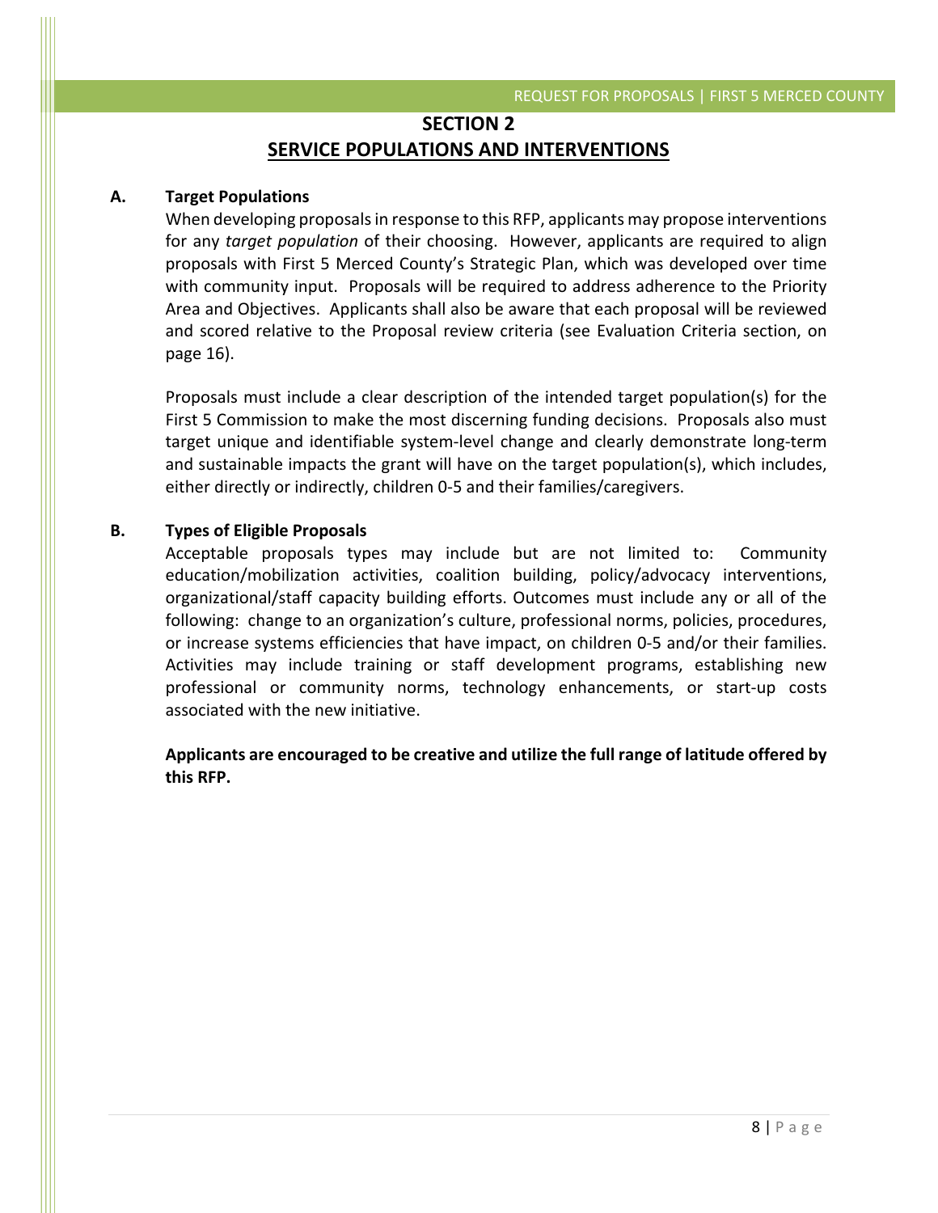# SECTION 2

## SERVICE POPULATIONS AND INTERVENTIONS

### A. Target Populations

When developing proposals in response to this RFP, applicants may propose interventions for any *target population* of their choosing. However, applicants are required to align proposals with First 5 Merced County's Strategic Plan, which was developed over time with community input. Proposals will be required to address adherence to the Priority Area and Objectives. Applicants shall also be aware that each proposal will be reviewed and scored relative to the Proposal review criteria (see Evaluation Criteria section, on page 16).

Proposals must include a clear description of the intended target population(s) for the First 5 Commission to make the most discerning funding decisions. Proposals also must target unique and identifiable system-level change and clearly demonstrate long-term and sustainable impacts the grant will have on the target population(s), which includes, either directly or indirectly, children 0-5 and their families/caregivers.

### B. Types of Eligible Proposals

Acceptable proposals types may include but are not limited to: Community education/mobilization activities, coalition building, policy/advocacy interventions, organizational/staff capacity building efforts. Outcomes must include any or all of the following: change to an organization's culture, professional norms, policies, procedures, or increase systems efficiencies that have impact, on children 0-5 and/or their families. Activities may include training or staff development programs, establishing new professional or community norms, technology enhancements, or start-up costs associated with the new initiative.

**Applicants are encouraged to be creative and utilize the full range of latitude offered by this RFP.**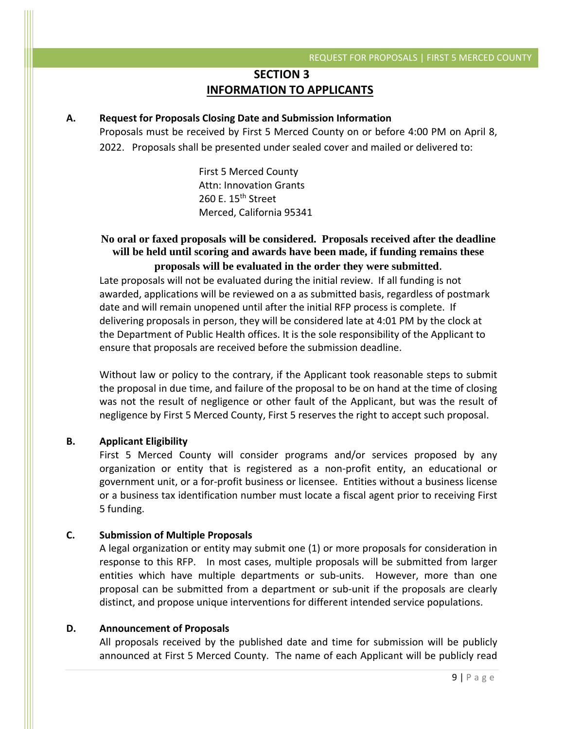# SECTION 3
## INFORMATION TO APPLICANTS

### A. Request for Proposals Closing Date and Submission Information

Proposals must be received by First 5 Merced County on or before 4:00 PM on April 8, 2022. Proposals shall be presented under sealed cover and mailed or delivered to:

First 5 Merced County
Attn: Innovation Grants
260 E. 15th Street
Merced, California 95341

**No oral or faxed proposals will be considered. Proposals received after the deadline will be held until scoring and awards have been made, if funding remains these proposals will be evaluated in the order they were submitted.**

Late proposals will not be evaluated during the initial review. If all funding is not awarded, applications will be reviewed on a as submitted basis, regardless of postmark date and will remain unopened until after the initial RFP process is complete. If delivering proposals in person, they will be considered late at 4:01 PM by the clock at the Department of Public Health offices. It is the sole responsibility of the Applicant to ensure that proposals are received before the submission deadline.

Without law or policy to the contrary, if the Applicant took reasonable steps to submit the proposal in due time, and failure of the proposal to be on hand at the time of closing was not the result of negligence or other fault of the Applicant, but was the result of negligence by First 5 Merced County, First 5 reserves the right to accept such proposal.

### B. Applicant Eligibility

First 5 Merced County will consider programs and/or services proposed by any organization or entity that is registered as a non-profit entity, an educational or government unit, or a for-profit business or licensee. Entities without a business license or a business tax identification number must locate a fiscal agent prior to receiving First 5 funding.

### C. Submission of Multiple Proposals

A legal organization or entity may submit one (1) or more proposals for consideration in response to this RFP. In most cases, multiple proposals will be submitted from larger entities which have multiple departments or sub-units. However, more than one proposal can be submitted from a department or sub-unit if the proposals are clearly distinct, and propose unique interventions for different intended service populations.

### D. Announcement of Proposals

All proposals received by the published date and time for submission will be publicly announced at First 5 Merced County. The name of each Applicant will be publicly read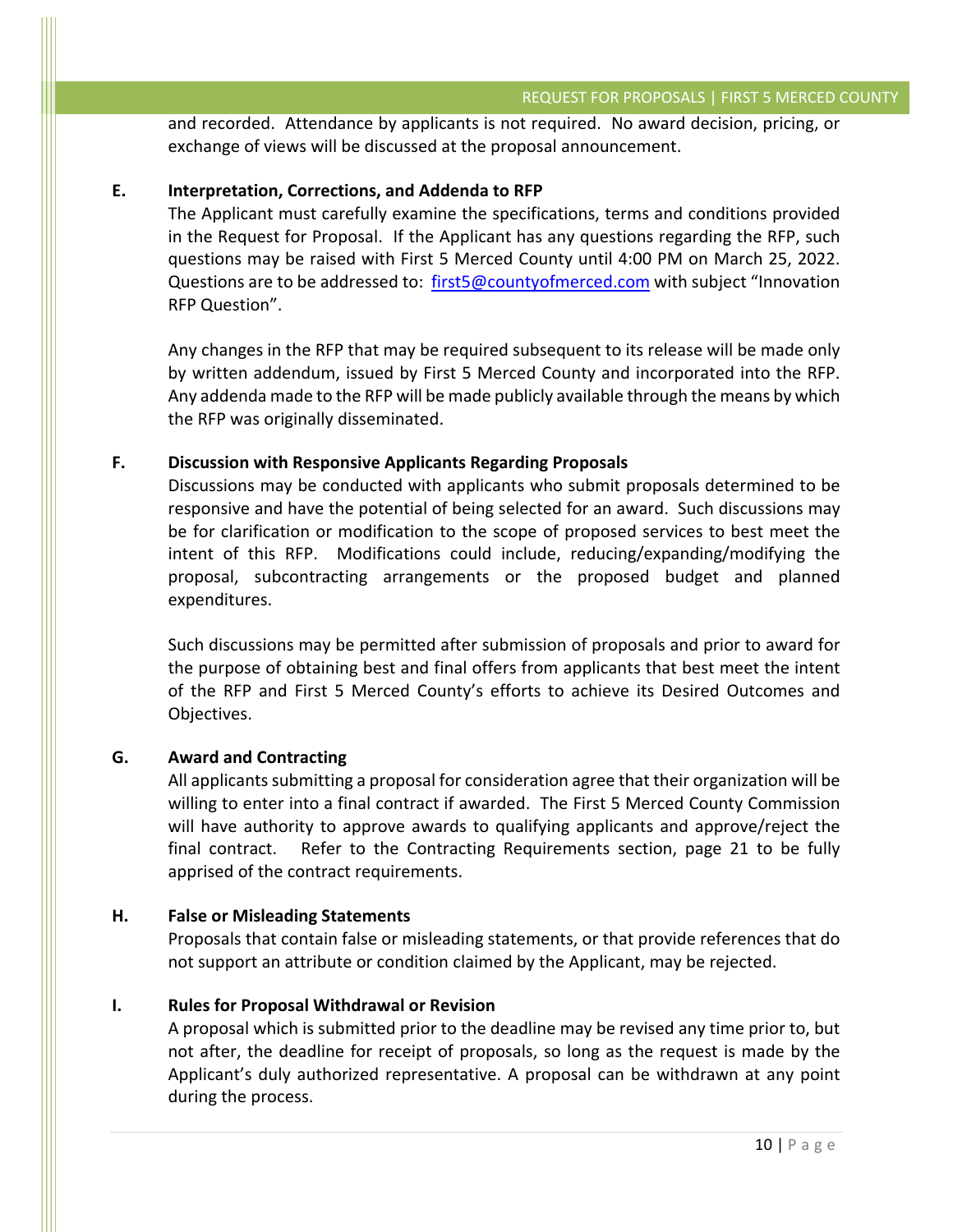and recorded. Attendance by applicants is not required. No award decision, pricing, or exchange of views will be discussed at the proposal announcement.

**E. Interpretation, Corrections, and Addenda to RFP**

The Applicant must carefully examine the specifications, terms and conditions provided in the Request for Proposal. If the Applicant has any questions regarding the RFP, such questions may be raised with First 5 Merced County until 4:00 PM on March 25, 2022. Questions are to be addressed to: [first5@countyofmerced.com](mailto:first5@countyofmerced.com) with subject "Innovation RFP Question".

Any changes in the RFP that may be required subsequent to its release will be made only by written addendum, issued by First 5 Merced County and incorporated into the RFP. Any addenda made to the RFP will be made publicly available through the means by which the RFP was originally disseminated.

**F. Discussion with Responsive Applicants Regarding Proposals**

Discussions may be conducted with applicants who submit proposals determined to be responsive and have the potential of being selected for an award. Such discussions may be for clarification or modification to the scope of proposed services to best meet the intent of this RFP. Modifications could include, reducing/expanding/modifying the proposal, subcontracting arrangements or the proposed budget and planned expenditures.

Such discussions may be permitted after submission of proposals and prior to award for the purpose of obtaining best and final offers from applicants that best meet the intent of the RFP and First 5 Merced County's efforts to achieve its Desired Outcomes and Objectives.

**G. Award and Contracting**

All applicants submitting a proposal for consideration agree that their organization will be willing to enter into a final contract if awarded. The First 5 Merced County Commission will have authority to approve awards to qualifying applicants and approve/reject the final contract. Refer to the Contracting Requirements section, page 21 to be fully apprised of the contract requirements.

**H. False or Misleading Statements**

Proposals that contain false or misleading statements, or that provide references that do not support an attribute or condition claimed by the Applicant, may be rejected.

**I. Rules for Proposal Withdrawal or Revision**

A proposal which is submitted prior to the deadline may be revised any time prior to, but not after, the deadline for receipt of proposals, so long as the request is made by the Applicant's duly authorized representative. A proposal can be withdrawn at any point during the process.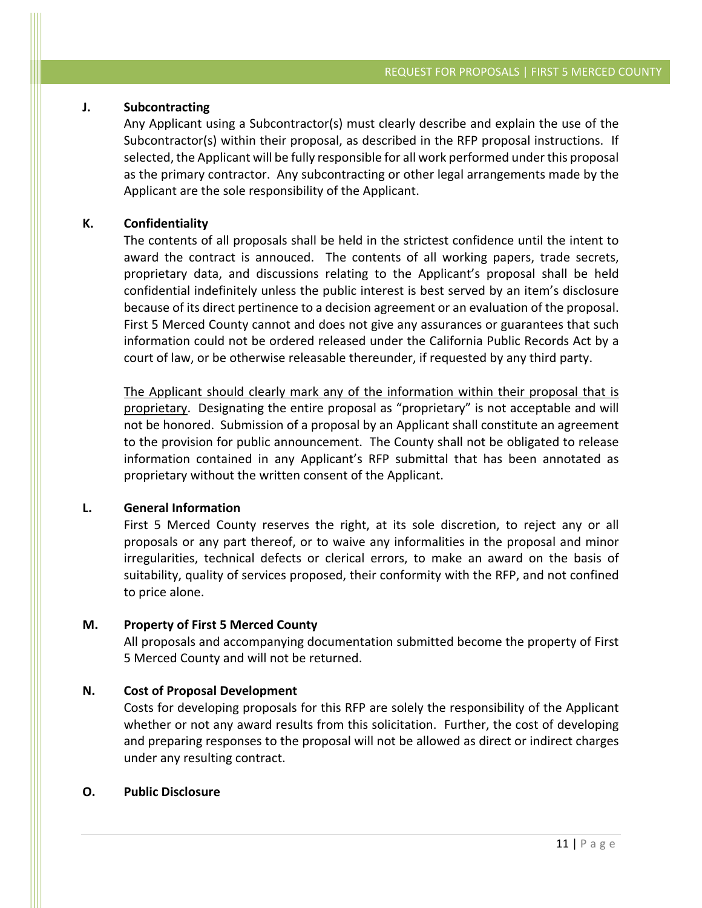**J. Subcontracting**

Any Applicant using a Subcontractor(s) must clearly describe and explain the use of the Subcontractor(s) within their proposal, as described in the RFP proposal instructions. If selected, the Applicant will be fully responsible for all work performed under this proposal as the primary contractor. Any subcontracting or other legal arrangements made by the Applicant are the sole responsibility of the Applicant.

**K. Confidentiality**

The contents of all proposals shall be held in the strictest confidence until the intent to award the contract is annouced. The contents of all working papers, trade secrets, proprietary data, and discussions relating to the Applicant's proposal shall be held confidential indefinitely unless the public interest is best served by an item's disclosure because of its direct pertinence to a decision agreement or an evaluation of the proposal. First 5 Merced County cannot and does not give any assurances or guarantees that such information could not be ordered released under the California Public Records Act by a court of law, or be otherwise releasable thereunder, if requested by any third party.

<u>The Applicant should clearly mark any of the information within their proposal that is proprietary</u>. Designating the entire proposal as "proprietary" is not acceptable and will not be honored. Submission of a proposal by an Applicant shall constitute an agreement to the provision for public announcement. The County shall not be obligated to release information contained in any Applicant's RFP submittal that has been annotated as proprietary without the written consent of the Applicant.

**L. General Information**

First 5 Merced County reserves the right, at its sole discretion, to reject any or all proposals or any part thereof, or to waive any informalities in the proposal and minor irregularities, technical defects or clerical errors, to make an award on the basis of suitability, quality of services proposed, their conformity with the RFP, and not confined to price alone.

**M. Property of First 5 Merced County**

All proposals and accompanying documentation submitted become the property of First 5 Merced County and will not be returned.

**N. Cost of Proposal Development**

Costs for developing proposals for this RFP are solely the responsibility of the Applicant whether or not any award results from this solicitation. Further, the cost of developing and preparing responses to the proposal will not be allowed as direct or indirect charges under any resulting contract.

**O. Public Disclosure**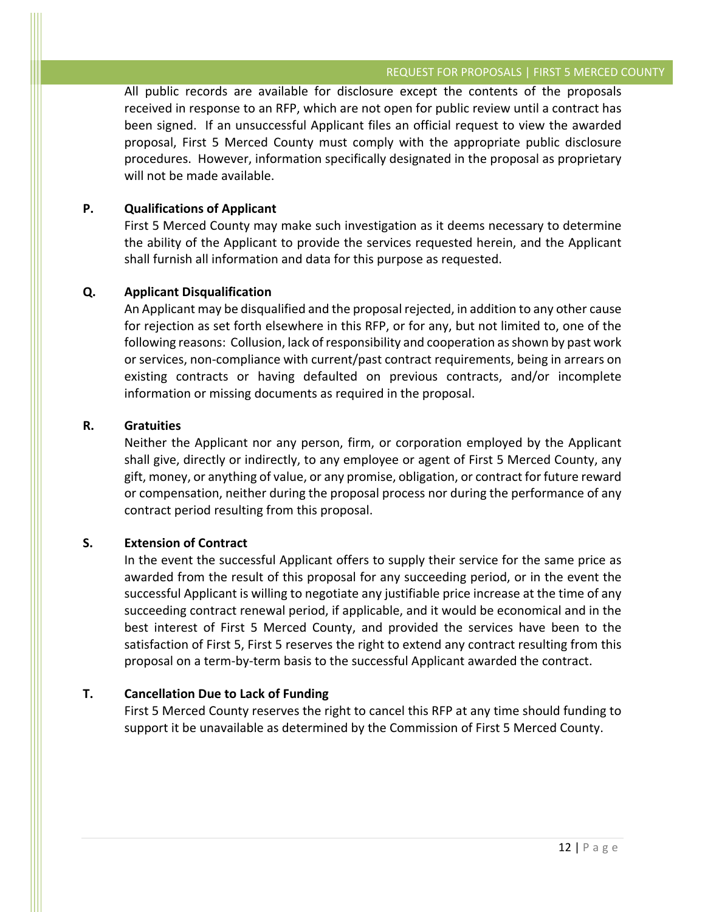All public records are available for disclosure except the contents of the proposals received in response to an RFP, which are not open for public review until a contract has been signed. If an unsuccessful Applicant files an official request to view the awarded proposal, First 5 Merced County must comply with the appropriate public disclosure procedures. However, information specifically designated in the proposal as proprietary will not be made available.

**P. Qualifications of Applicant**

First 5 Merced County may make such investigation as it deems necessary to determine the ability of the Applicant to provide the services requested herein, and the Applicant shall furnish all information and data for this purpose as requested.

**Q. Applicant Disqualification**

An Applicant may be disqualified and the proposal rejected, in addition to any other cause for rejection as set forth elsewhere in this RFP, or for any, but not limited to, one of the following reasons: Collusion, lack of responsibility and cooperation as shown by past work or services, non-compliance with current/past contract requirements, being in arrears on existing contracts or having defaulted on previous contracts, and/or incomplete information or missing documents as required in the proposal.

**R. Gratuities**

Neither the Applicant nor any person, firm, or corporation employed by the Applicant shall give, directly or indirectly, to any employee or agent of First 5 Merced County, any gift, money, or anything of value, or any promise, obligation, or contract for future reward or compensation, neither during the proposal process nor during the performance of any contract period resulting from this proposal.

**S. Extension of Contract**

In the event the successful Applicant offers to supply their service for the same price as awarded from the result of this proposal for any succeeding period, or in the event the successful Applicant is willing to negotiate any justifiable price increase at the time of any succeeding contract renewal period, if applicable, and it would be economical and in the best interest of First 5 Merced County, and provided the services have been to the satisfaction of First 5, First 5 reserves the right to extend any contract resulting from this proposal on a term-by-term basis to the successful Applicant awarded the contract.

**T. Cancellation Due to Lack of Funding**

First 5 Merced County reserves the right to cancel this RFP at any time should funding to support it be unavailable as determined by the Commission of First 5 Merced County.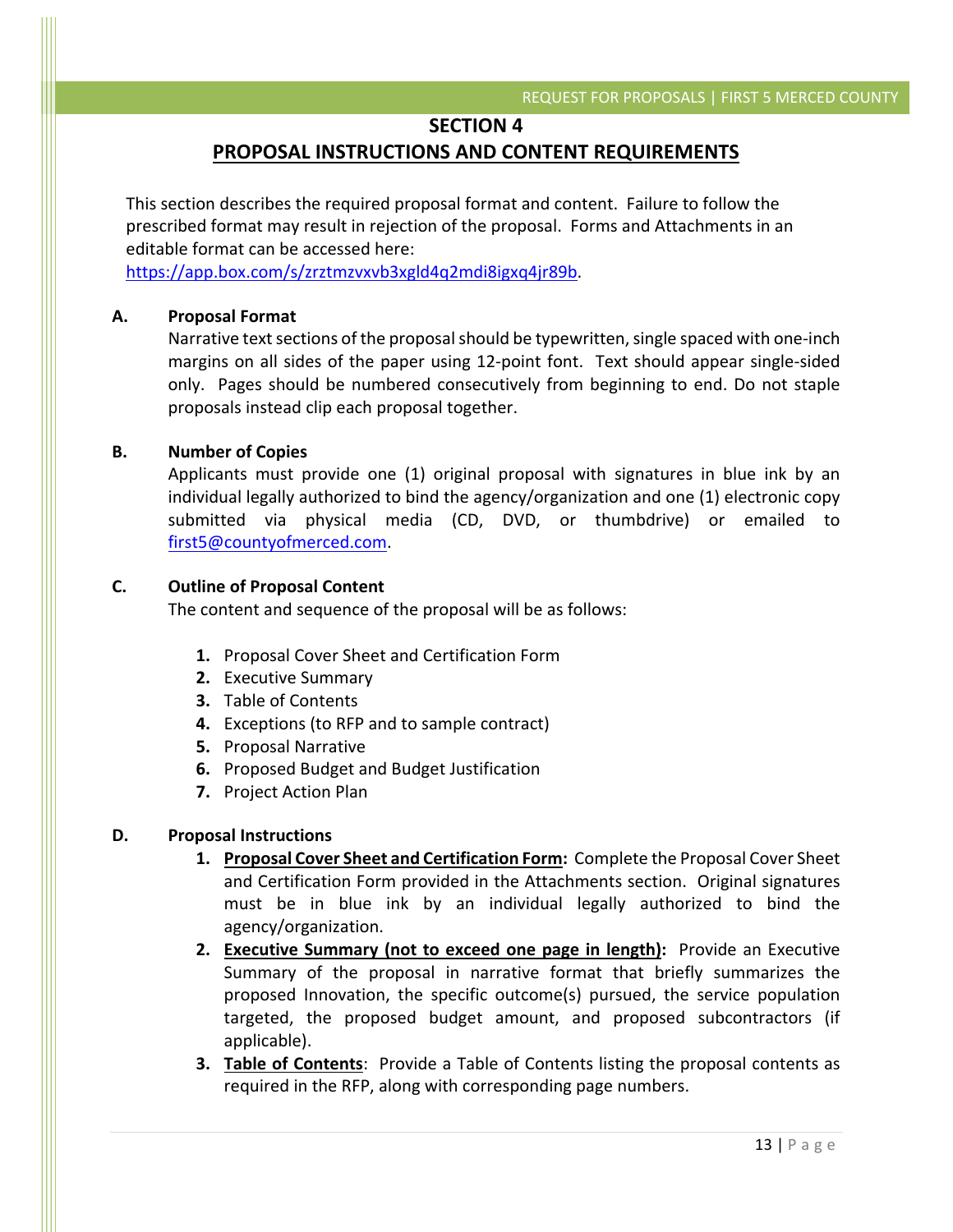# SECTION 4

## PROPOSAL INSTRUCTIONS AND CONTENT REQUIREMENTS

This section describes the required proposal format and content. Failure to follow the prescribed format may result in rejection of the proposal. Forms and Attachments in an editable format can be accessed here: https://app.box.com/s/zrztmzvxvb3xgld4q2mdi8igxq4jr89b.

### A. Proposal Format

Narrative text sections of the proposal should be typewritten, single spaced with one-inch margins on all sides of the paper using 12-point font. Text should appear single-sided only. Pages should be numbered consecutively from beginning to end. Do not staple proposals instead clip each proposal together.

### B. Number of Copies

Applicants must provide one (1) original proposal with signatures in blue ink by an individual legally authorized to bind the agency/organization and one (1) electronic copy submitted via physical media (CD, DVD, or thumbdrive) or emailed to first5@countyofmerced.com.

### C. Outline of Proposal Content

The content and sequence of the proposal will be as follows:

1. Proposal Cover Sheet and Certification Form
2. Executive Summary
3. Table of Contents
4. Exceptions (to RFP and to sample contract)
5. Proposal Narrative
6. Proposed Budget and Budget Justification
7. Project Action Plan

### D. Proposal Instructions

1. **Proposal Cover Sheet and Certification Form:** Complete the Proposal Cover Sheet and Certification Form provided in the Attachments section. Original signatures must be in blue ink by an individual legally authorized to bind the agency/organization.
2. **Executive Summary (not to exceed one page in length):** Provide an Executive Summary of the proposal in narrative format that briefly summarizes the proposed Innovation, the specific outcome(s) pursued, the service population targeted, the proposed budget amount, and proposed subcontractors (if applicable).
3. **Table of Contents**: Provide a Table of Contents listing the proposal contents as required in the RFP, along with corresponding page numbers.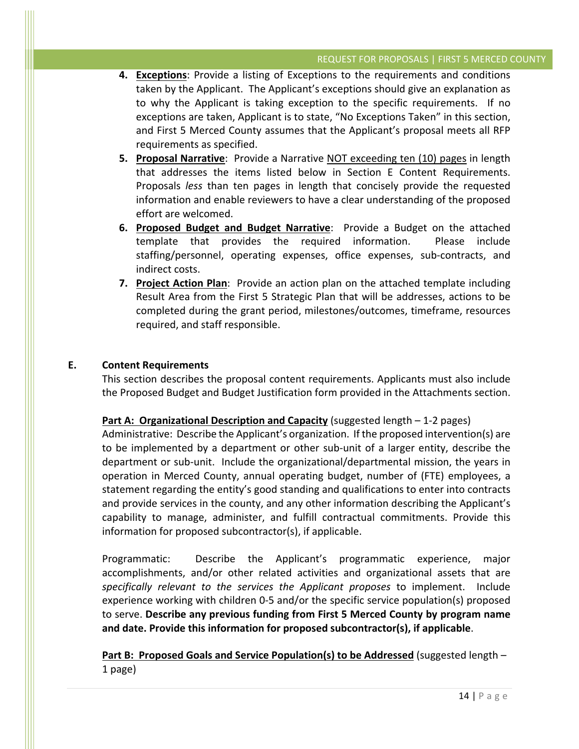4. **<u>Exceptions</u>**: Provide a listing of Exceptions to the requirements and conditions taken by the Applicant. The Applicant's exceptions should give an explanation as to why the Applicant is taking exception to the specific requirements. If no exceptions are taken, Applicant is to state, "No Exceptions Taken" in this section, and First 5 Merced County assumes that the Applicant's proposal meets all RFP requirements as specified.
5. **<u>Proposal Narrative</u>**: Provide a Narrative <u>NOT exceeding ten (10) pages</u> in length that addresses the items listed below in Section E Content Requirements. Proposals *less* than ten pages in length that concisely provide the requested information and enable reviewers to have a clear understanding of the proposed effort are welcomed.
6. **<u>Proposed Budget and Budget Narrative</u>**: Provide a Budget on the attached template that provides the required information. Please include staffing/personnel, operating expenses, office expenses, sub-contracts, and indirect costs.
7. **<u>Project Action Plan</u>**: Provide an action plan on the attached template including Result Area from the First 5 Strategic Plan that will be addresses, actions to be completed during the grant period, milestones/outcomes, timeframe, resources required, and staff responsible.

### E. Content Requirements

This section describes the proposal content requirements. Applicants must also include the Proposed Budget and Budget Justification form provided in the Attachments section.

**<u>Part A: Organizational Description and Capacity</u>** (suggested length – 1-2 pages)

Administrative: Describe the Applicant's organization. If the proposed intervention(s) are to be implemented by a department or other sub-unit of a larger entity, describe the department or sub-unit. Include the organizational/departmental mission, the years in operation in Merced County, annual operating budget, number of (FTE) employees, a statement regarding the entity's good standing and qualifications to enter into contracts and provide services in the county, and any other information describing the Applicant's capability to manage, administer, and fulfill contractual commitments. Provide this information for proposed subcontractor(s), if applicable.

Programmatic: Describe the Applicant's programmatic experience, major accomplishments, and/or other related activities and organizational assets that are *specifically relevant to the services the Applicant proposes* to implement. Include experience working with children 0-5 and/or the specific service population(s) proposed to serve. **Describe any previous funding from First 5 Merced County by program name and date. Provide this information for proposed subcontractor(s), if applicable**.

**<u>Part B: Proposed Goals and Service Population(s) to be Addressed</u>** (suggested length – 1 page)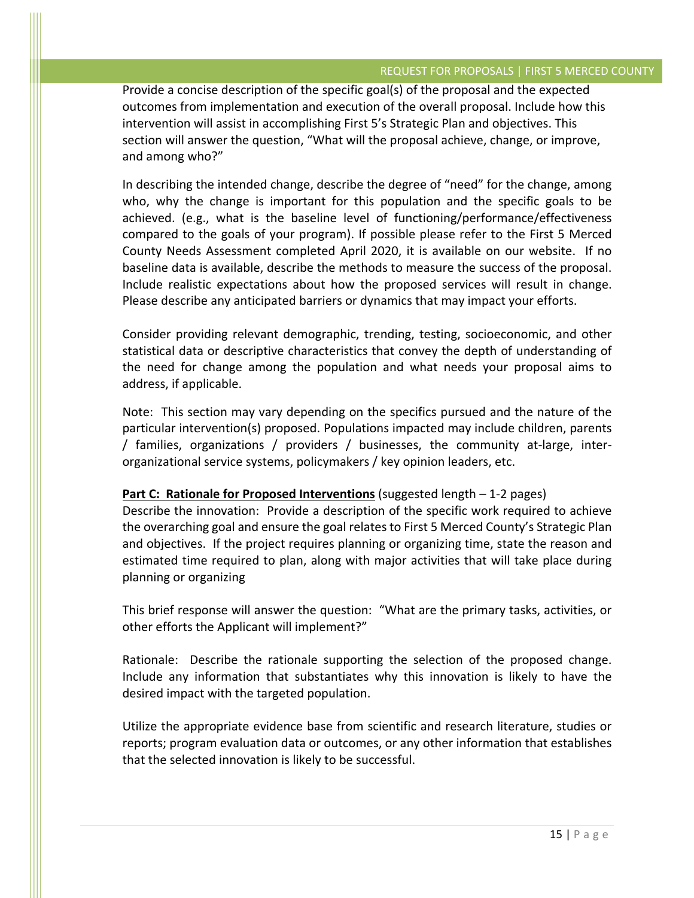Provide a concise description of the specific goal(s) of the proposal and the expected outcomes from implementation and execution of the overall proposal. Include how this intervention will assist in accomplishing First 5's Strategic Plan and objectives. This section will answer the question, "What will the proposal achieve, change, or improve, and among who?"

In describing the intended change, describe the degree of "need" for the change, among who, why the change is important for this population and the specific goals to be achieved. (e.g., what is the baseline level of functioning/performance/effectiveness compared to the goals of your program). If possible please refer to the First 5 Merced County Needs Assessment completed April 2020, it is available on our website. If no baseline data is available, describe the methods to measure the success of the proposal. Include realistic expectations about how the proposed services will result in change. Please describe any anticipated barriers or dynamics that may impact your efforts.

Consider providing relevant demographic, trending, testing, socioeconomic, and other statistical data or descriptive characteristics that convey the depth of understanding of the need for change among the population and what needs your proposal aims to address, if applicable.

Note: This section may vary depending on the specifics pursued and the nature of the particular intervention(s) proposed. Populations impacted may include children, parents / families, organizations / providers / businesses, the community at-large, inter-organizational service systems, policymakers / key opinion leaders, etc.

**Part C: Rationale for Proposed Interventions** (suggested length – 1-2 pages)

Describe the innovation: Provide a description of the specific work required to achieve the overarching goal and ensure the goal relates to First 5 Merced County's Strategic Plan and objectives. If the project requires planning or organizing time, state the reason and estimated time required to plan, along with major activities that will take place during planning or organizing

This brief response will answer the question: "What are the primary tasks, activities, or other efforts the Applicant will implement?"

Rationale: Describe the rationale supporting the selection of the proposed change. Include any information that substantiates why this innovation is likely to have the desired impact with the targeted population.

Utilize the appropriate evidence base from scientific and research literature, studies or reports; program evaluation data or outcomes, or any other information that establishes that the selected innovation is likely to be successful.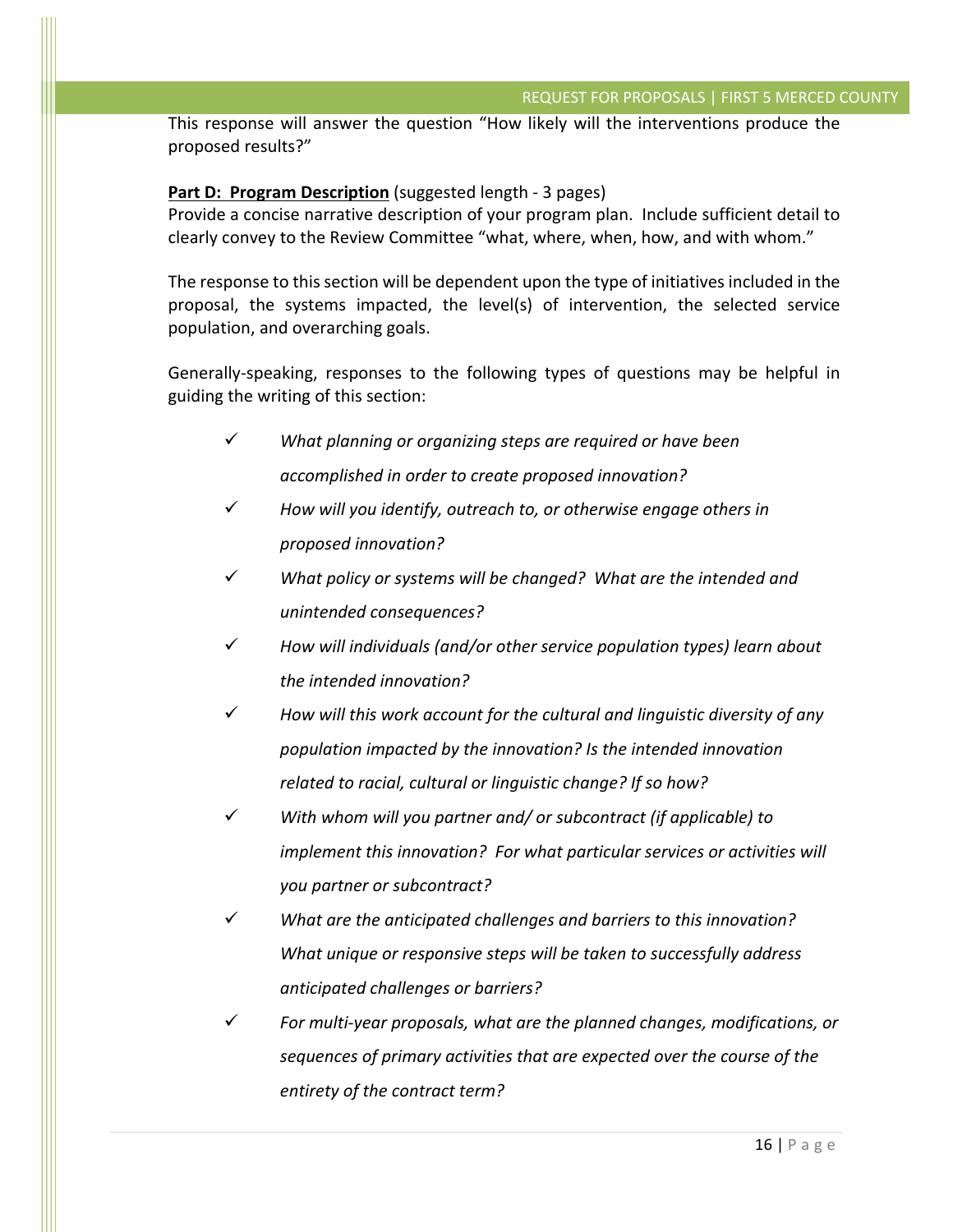This response will answer the question "How likely will the interventions produce the proposed results?"

**<u>Part D: Program Description</u>** (suggested length - 3 pages)
Provide a concise narrative description of your program plan. Include sufficient detail to clearly convey to the Review Committee "what, where, when, how, and with whom."

The response to this section will be dependent upon the type of initiatives included in the proposal, the systems impacted, the level(s) of intervention, the selected service population, and overarching goals.

Generally-speaking, responses to the following types of questions may be helpful in guiding the writing of this section:

- ✓ *What planning or organizing steps are required or have been accomplished in order to create proposed innovation?*
- ✓ *How will you identify, outreach to, or otherwise engage others in proposed innovation?*
- ✓ *What policy or systems will be changed? What are the intended and unintended consequences?*
- ✓ *How will individuals (and/or other service population types) learn about the intended innovation?*
- ✓ *How will this work account for the cultural and linguistic diversity of any population impacted by the innovation? Is the intended innovation related to racial, cultural or linguistic change? If so how?*
- ✓ *With whom will you partner and/ or subcontract (if applicable) to implement this innovation? For what particular services or activities will you partner or subcontract?*
- ✓ *What are the anticipated challenges and barriers to this innovation? What unique or responsive steps will be taken to successfully address anticipated challenges or barriers?*
- ✓ *For multi-year proposals, what are the planned changes, modifications, or sequences of primary activities that are expected over the course of the entirety of the contract term?*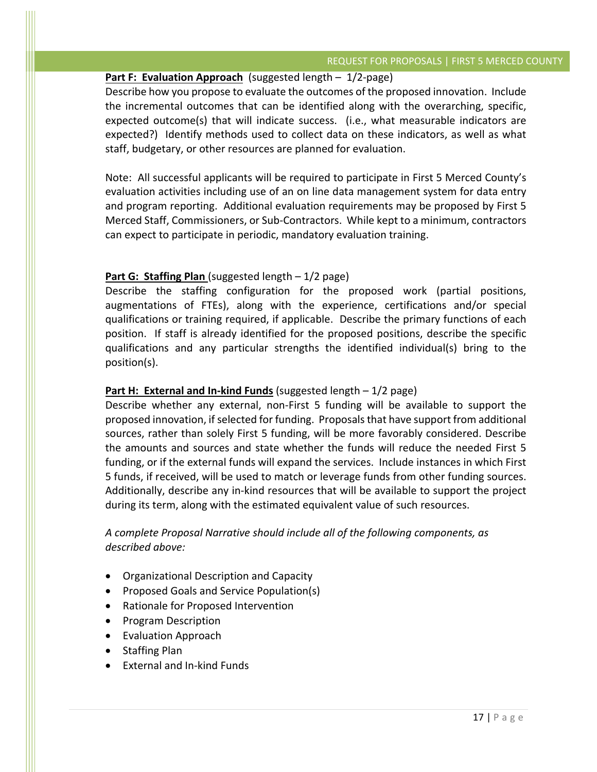**Part F: Evaluation Approach** (suggested length – 1/2-page)

Describe how you propose to evaluate the outcomes of the proposed innovation. Include the incremental outcomes that can be identified along with the overarching, specific, expected outcome(s) that will indicate success. (i.e., what measurable indicators are expected?) Identify methods used to collect data on these indicators, as well as what staff, budgetary, or other resources are planned for evaluation.

Note: All successful applicants will be required to participate in First 5 Merced County's evaluation activities including use of an on line data management system for data entry and program reporting. Additional evaluation requirements may be proposed by First 5 Merced Staff, Commissioners, or Sub-Contractors. While kept to a minimum, contractors can expect to participate in periodic, mandatory evaluation training.

**Part G: Staffing Plan** (suggested length – 1/2 page)

Describe the staffing configuration for the proposed work (partial positions, augmentations of FTEs), along with the experience, certifications and/or special qualifications or training required, if applicable. Describe the primary functions of each position. If staff is already identified for the proposed positions, describe the specific qualifications and any particular strengths the identified individual(s) bring to the position(s).

**Part H: External and In-kind Funds** (suggested length – 1/2 page)

Describe whether any external, non-First 5 funding will be available to support the proposed innovation, if selected for funding. Proposals that have support from additional sources, rather than solely First 5 funding, will be more favorably considered. Describe the amounts and sources and state whether the funds will reduce the needed First 5 funding, or if the external funds will expand the services. Include instances in which First 5 funds, if received, will be used to match or leverage funds from other funding sources. Additionally, describe any in-kind resources that will be available to support the project during its term, along with the estimated equivalent value of such resources.

*A complete Proposal Narrative should include all of the following components, as described above:*

- Organizational Description and Capacity
- Proposed Goals and Service Population(s)
- Rationale for Proposed Intervention
- Program Description
- Evaluation Approach
- Staffing Plan
- External and In-kind Funds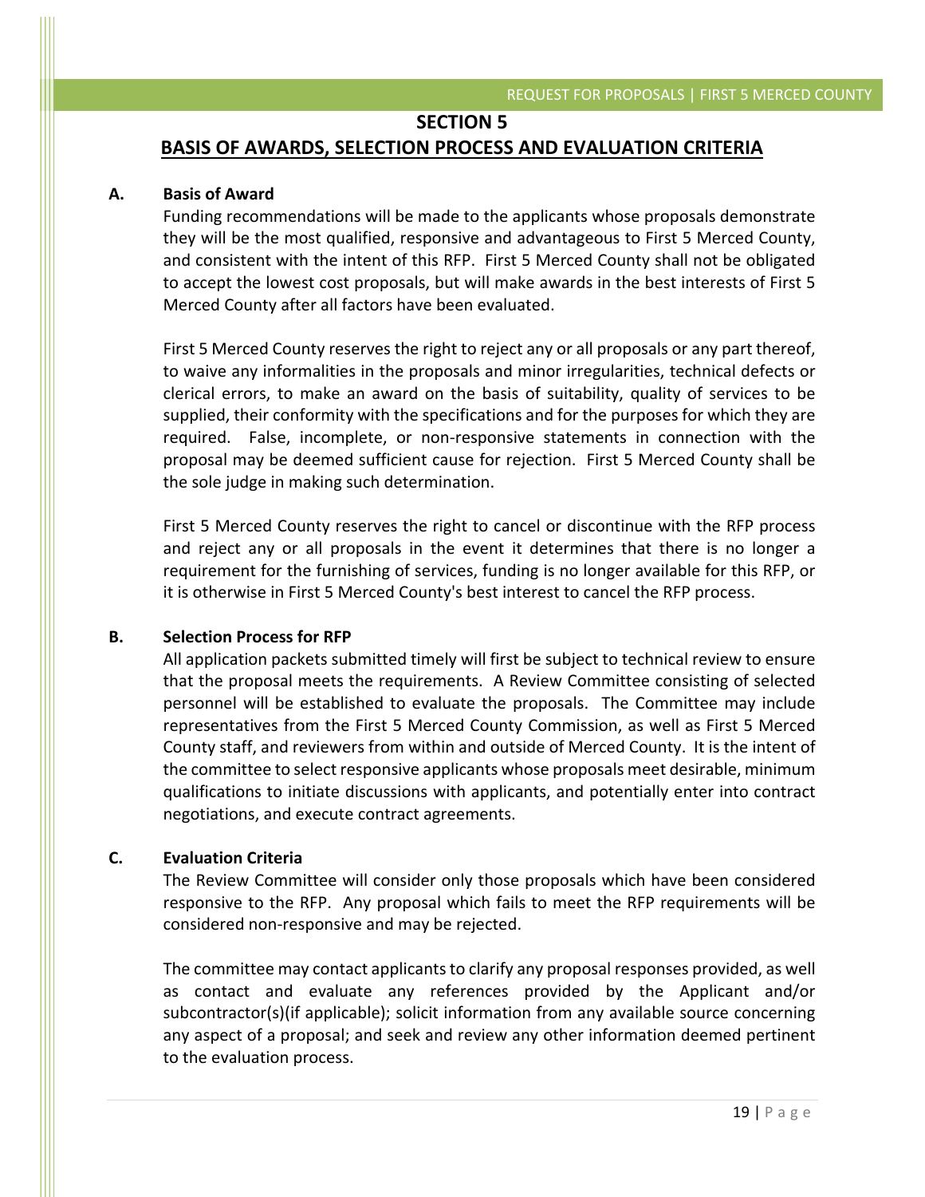## SECTION 5

## BASIS OF AWARDS, SELECTION PROCESS AND EVALUATION CRITERIA

### A. Basis of Award

Funding recommendations will be made to the applicants whose proposals demonstrate they will be the most qualified, responsive and advantageous to First 5 Merced County, and consistent with the intent of this RFP. First 5 Merced County shall not be obligated to accept the lowest cost proposals, but will make awards in the best interests of First 5 Merced County after all factors have been evaluated.

First 5 Merced County reserves the right to reject any or all proposals or any part thereof, to waive any informalities in the proposals and minor irregularities, technical defects or clerical errors, to make an award on the basis of suitability, quality of services to be supplied, their conformity with the specifications and for the purposes for which they are required. False, incomplete, or non-responsive statements in connection with the proposal may be deemed sufficient cause for rejection. First 5 Merced County shall be the sole judge in making such determination.

First 5 Merced County reserves the right to cancel or discontinue with the RFP process and reject any or all proposals in the event it determines that there is no longer a requirement for the furnishing of services, funding is no longer available for this RFP, or it is otherwise in First 5 Merced County's best interest to cancel the RFP process.

### B. Selection Process for RFP

All application packets submitted timely will first be subject to technical review to ensure that the proposal meets the requirements. A Review Committee consisting of selected personnel will be established to evaluate the proposals. The Committee may include representatives from the First 5 Merced County Commission, as well as First 5 Merced County staff, and reviewers from within and outside of Merced County. It is the intent of the committee to select responsive applicants whose proposals meet desirable, minimum qualifications to initiate discussions with applicants, and potentially enter into contract negotiations, and execute contract agreements.

### C. Evaluation Criteria

The Review Committee will consider only those proposals which have been considered responsive to the RFP. Any proposal which fails to meet the RFP requirements will be considered non-responsive and may be rejected.

The committee may contact applicants to clarify any proposal responses provided, as well as contact and evaluate any references provided by the Applicant and/or subcontractor(s)(if applicable); solicit information from any available source concerning any aspect of a proposal; and seek and review any other information deemed pertinent to the evaluation process.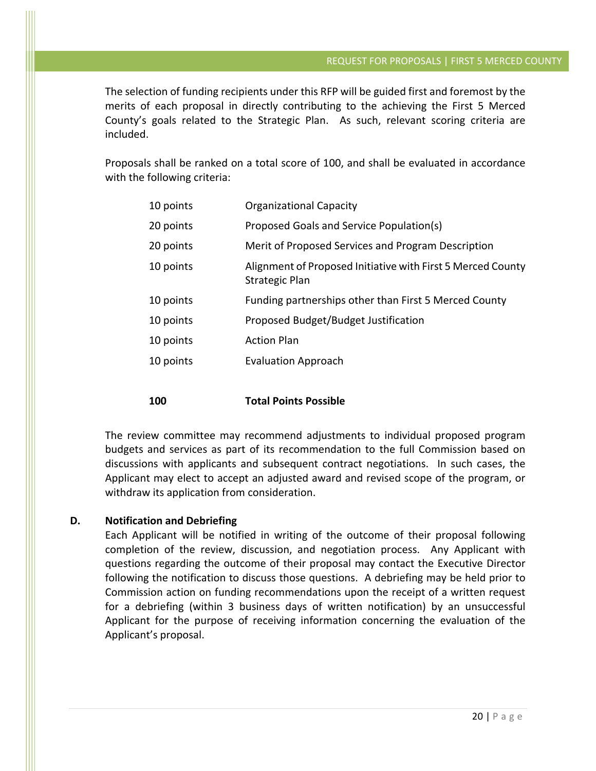The selection of funding recipients under this RFP will be guided first and foremost by the merits of each proposal in directly contributing to the achieving the First 5 Merced County's goals related to the Strategic Plan. As such, relevant scoring criteria are included.

Proposals shall be ranked on a total score of 100, and shall be evaluated in accordance with the following criteria:

| | |
|---|---|
| 10 points | Organizational Capacity |
| 20 points | Proposed Goals and Service Population(s) |
| 20 points | Merit of Proposed Services and Program Description |
| 10 points | Alignment of Proposed Initiative with First 5 Merced County Strategic Plan |
| 10 points | Funding partnerships other than First 5 Merced County |
| 10 points | Proposed Budget/Budget Justification |
| 10 points | Action Plan |
| 10 points | Evaluation Approach |
| **100** | **Total Points Possible** |

The review committee may recommend adjustments to individual proposed program budgets and services as part of its recommendation to the full Commission based on discussions with applicants and subsequent contract negotiations. In such cases, the Applicant may elect to accept an adjusted award and revised scope of the program, or withdraw its application from consideration.

### D. Notification and Debriefing

Each Applicant will be notified in writing of the outcome of their proposal following completion of the review, discussion, and negotiation process. Any Applicant with questions regarding the outcome of their proposal may contact the Executive Director following the notification to discuss those questions. A debriefing may be held prior to Commission action on funding recommendations upon the receipt of a written request for a debriefing (within 3 business days of written notification) by an unsuccessful Applicant for the purpose of receiving information concerning the evaluation of the Applicant's proposal.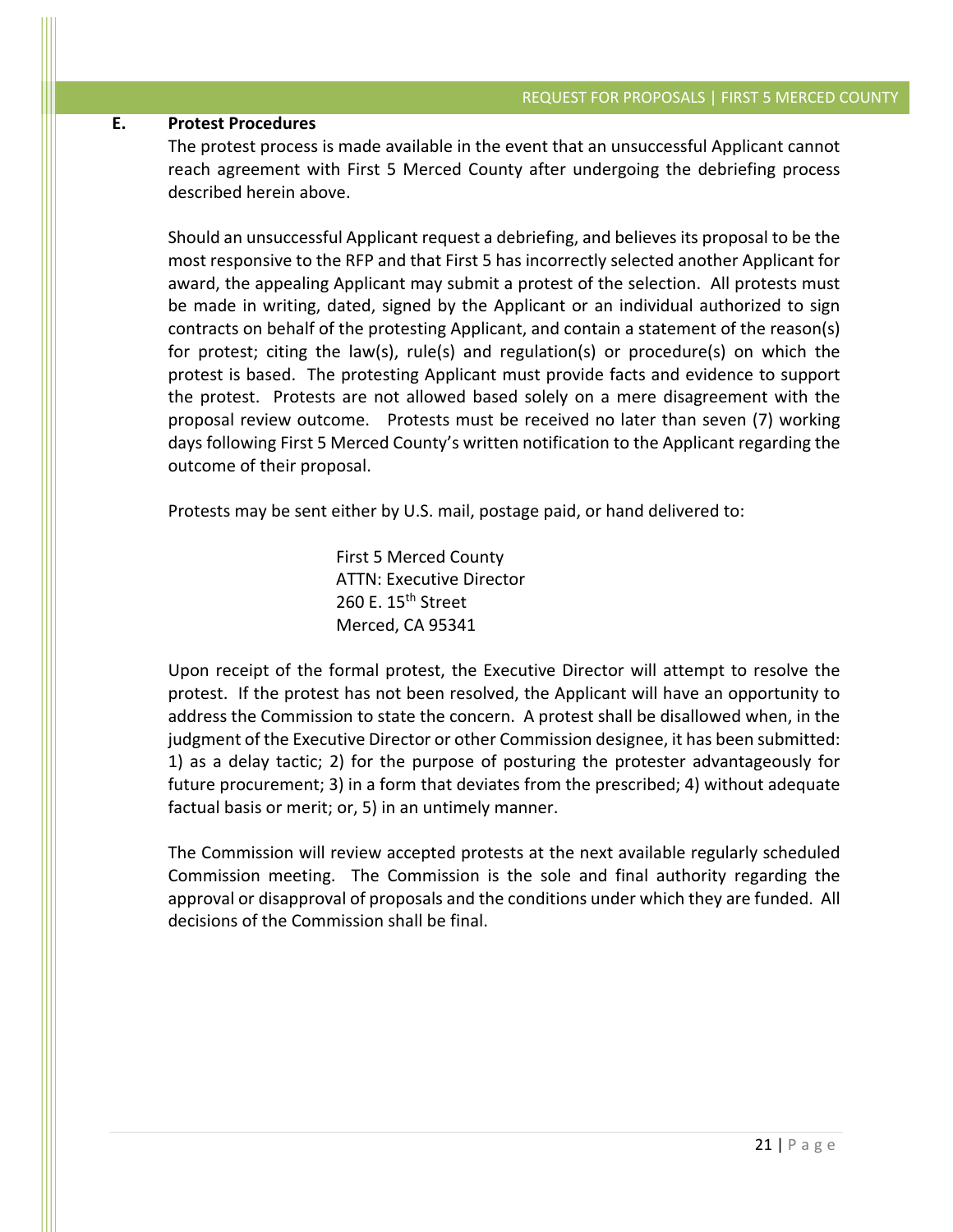### E. Protest Procedures

The protest process is made available in the event that an unsuccessful Applicant cannot reach agreement with First 5 Merced County after undergoing the debriefing process described herein above.

Should an unsuccessful Applicant request a debriefing, and believes its proposal to be the most responsive to the RFP and that First 5 has incorrectly selected another Applicant for award, the appealing Applicant may submit a protest of the selection. All protests must be made in writing, dated, signed by the Applicant or an individual authorized to sign contracts on behalf of the protesting Applicant, and contain a statement of the reason(s) for protest; citing the law(s), rule(s) and regulation(s) or procedure(s) on which the protest is based. The protesting Applicant must provide facts and evidence to support the protest. Protests are not allowed based solely on a mere disagreement with the proposal review outcome. Protests must be received no later than seven (7) working days following First 5 Merced County's written notification to the Applicant regarding the outcome of their proposal.

Protests may be sent either by U.S. mail, postage paid, or hand delivered to:

First 5 Merced County
ATTN: Executive Director
260 E. 15th Street
Merced, CA 95341

Upon receipt of the formal protest, the Executive Director will attempt to resolve the protest. If the protest has not been resolved, the Applicant will have an opportunity to address the Commission to state the concern. A protest shall be disallowed when, in the judgment of the Executive Director or other Commission designee, it has been submitted: 1) as a delay tactic; 2) for the purpose of posturing the protester advantageously for future procurement; 3) in a form that deviates from the prescribed; 4) without adequate factual basis or merit; or, 5) in an untimely manner.

The Commission will review accepted protests at the next available regularly scheduled Commission meeting. The Commission is the sole and final authority regarding the approval or disapproval of proposals and the conditions under which they are funded. All decisions of the Commission shall be final.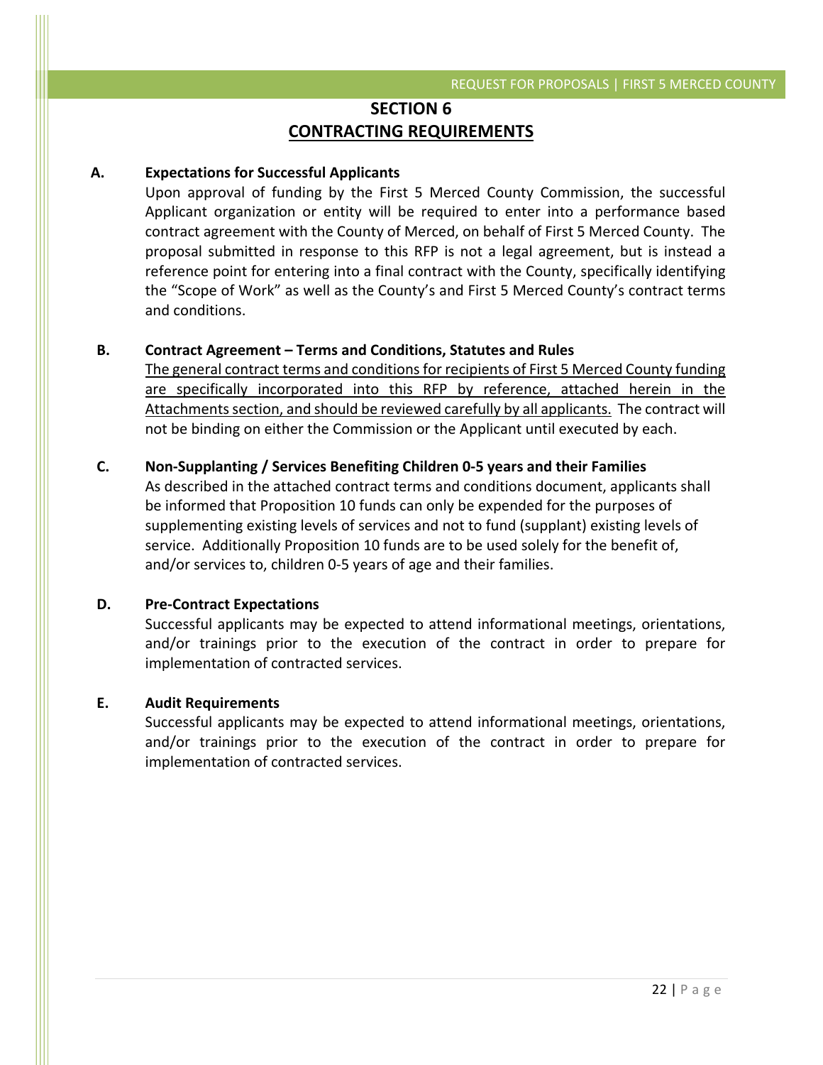# SECTION 6
## CONTRACTING REQUIREMENTS

**A. Expectations for Successful Applicants**

Upon approval of funding by the First 5 Merced County Commission, the successful Applicant organization or entity will be required to enter into a performance based contract agreement with the County of Merced, on behalf of First 5 Merced County. The proposal submitted in response to this RFP is not a legal agreement, but is instead a reference point for entering into a final contract with the County, specifically identifying the "Scope of Work" as well as the County's and First 5 Merced County's contract terms and conditions.

**B. Contract Agreement – Terms and Conditions, Statutes and Rules**

<u>The general contract terms and conditions for recipients of First 5 Merced County funding are specifically incorporated into this RFP by reference, attached herein in the Attachments section, and should be reviewed carefully by all applicants.</u> The contract will not be binding on either the Commission or the Applicant until executed by each.

**C. Non-Supplanting / Services Benefiting Children 0-5 years and their Families**

As described in the attached contract terms and conditions document, applicants shall be informed that Proposition 10 funds can only be expended for the purposes of supplementing existing levels of services and not to fund (supplant) existing levels of service. Additionally Proposition 10 funds are to be used solely for the benefit of, and/or services to, children 0-5 years of age and their families.

**D. Pre-Contract Expectations**

Successful applicants may be expected to attend informational meetings, orientations, and/or trainings prior to the execution of the contract in order to prepare for implementation of contracted services.

**E. Audit Requirements**

Successful applicants may be expected to attend informational meetings, orientations, and/or trainings prior to the execution of the contract in order to prepare for implementation of contracted services.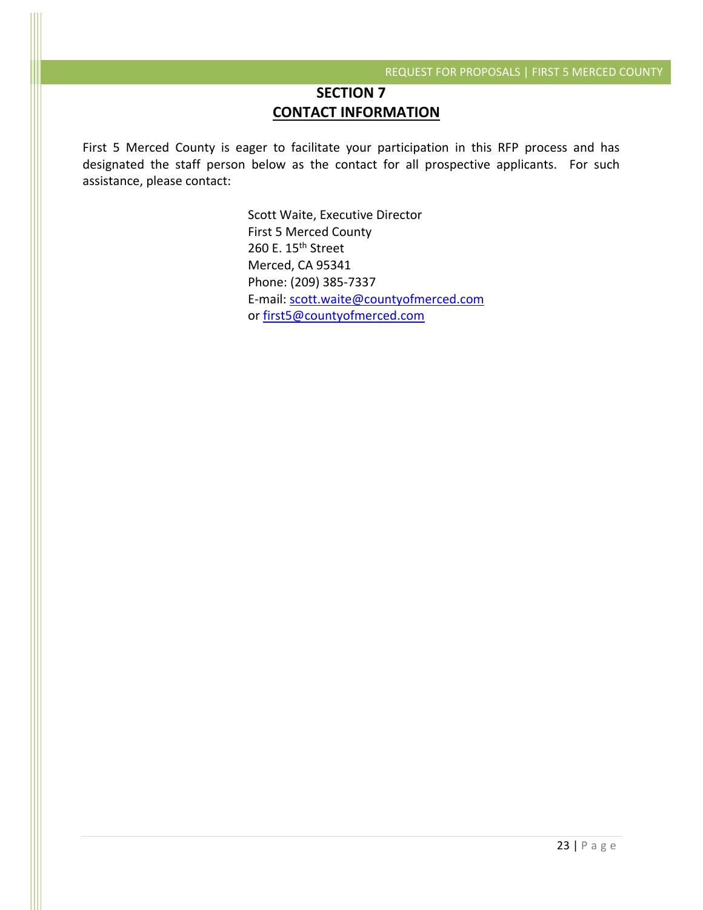# SECTION 7
## CONTACT INFORMATION

First 5 Merced County is eager to facilitate your participation in this RFP process and has designated the staff person below as the contact for all prospective applicants. For such assistance, please contact:

Scott Waite, Executive Director
First 5 Merced County
260 E. 15th Street
Merced, CA 95341
Phone: (209) 385-7337
E-mail: scott.waite@countyofmerced.com
or first5@countyofmerced.com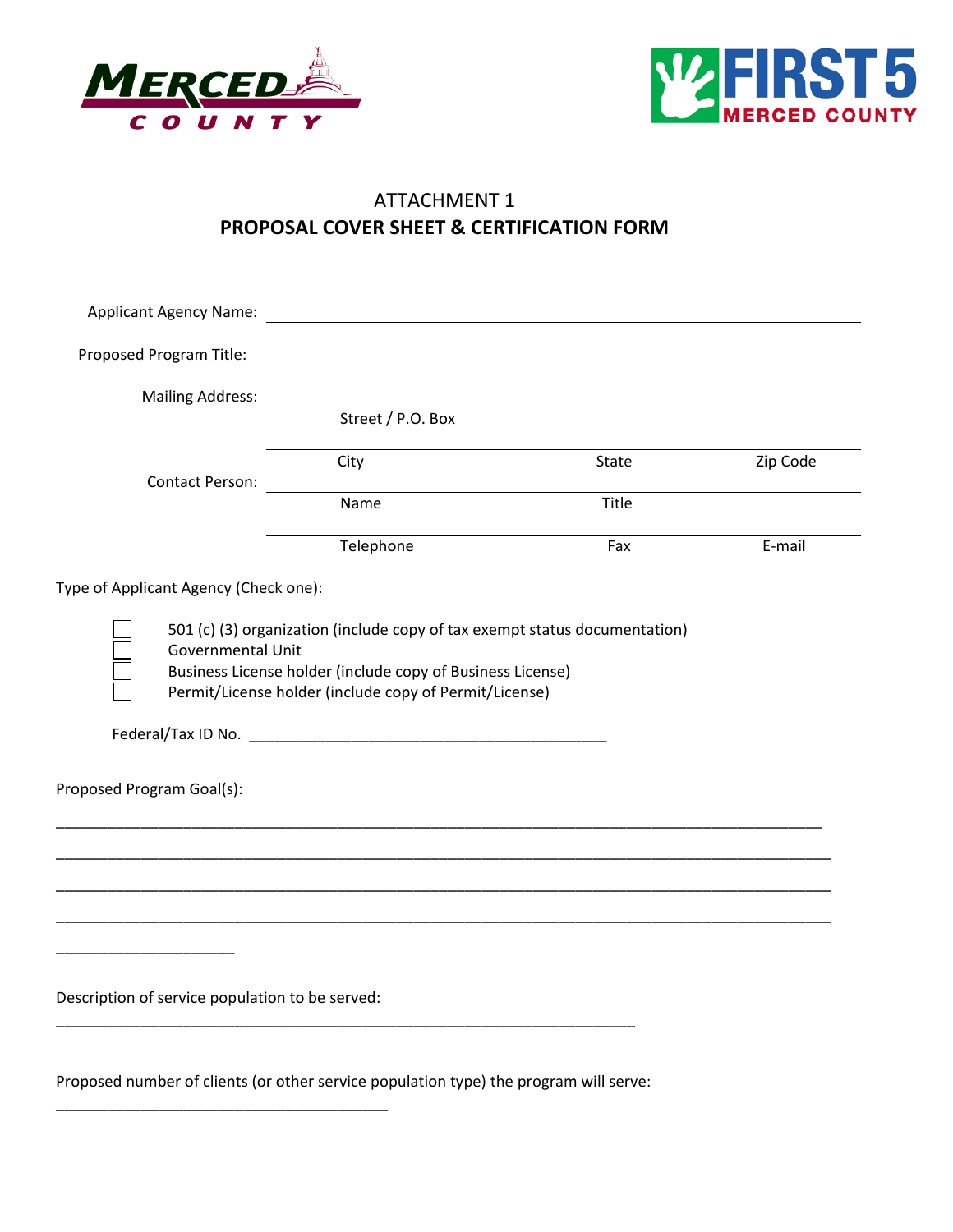ATTACHMENT 1

# PROPOSAL COVER SHEET & CERTIFICATION FORM

Applicant Agency Name: ______________________________________________

Proposed Program Title: ______________________________________________

Mailing Address: ______________________________________________
Street / P.O. Box

______________________________________________
City State Zip Code

Contact Person: ______________________________________________
Name Title

______________________________________________
Telephone Fax E-mail

Type of Applicant Agency (Check one):

- ☐ 501 (c) (3) organization (include copy of tax exempt status documentation)
- ☐ Governmental Unit
- ☐ Business License holder (include copy of Business License)
- ☐ Permit/License holder (include copy of Permit/License)

Federal/Tax ID No. ___________________________________________

Proposed Program Goal(s):

_____________________________________________________________________________________

_____________________________________________________________________________________

_____________________________________________________________________________________

_____________________________________________________________________________________

____________________

Description of service population to be served:

________________________________________________________________

Proposed number of clients (or other service population type) the program will serve:

_____________________________________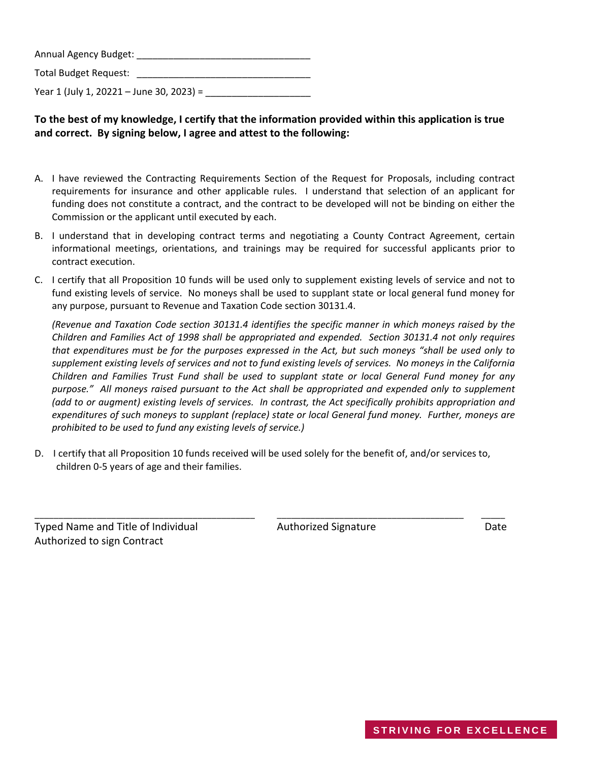Annual Agency Budget: ________________________________

Total Budget Request: ________________________________

Year 1 (July 1, 20221 – June 30, 2023) = ___________________

**To the best of my knowledge, I certify that the information provided within this application is true and correct. By signing below, I agree and attest to the following:**

A. I have reviewed the Contracting Requirements Section of the Request for Proposals, including contract requirements for insurance and other applicable rules. I understand that selection of an applicant for funding does not constitute a contract, and the contract to be developed will not be binding on either the Commission or the applicant until executed by each.

B. I understand that in developing contract terms and negotiating a County Contract Agreement, certain informational meetings, orientations, and trainings may be required for successful applicants prior to contract execution.

C. I certify that all Proposition 10 funds will be used only to supplement existing levels of service and not to fund existing levels of service. No moneys shall be used to supplant state or local general fund money for any purpose, pursuant to Revenue and Taxation Code section 30131.4.

   *(Revenue and Taxation Code section 30131.4 identifies the specific manner in which moneys raised by the Children and Families Act of 1998 shall be appropriated and expended. Section 30131.4 not only requires that expenditures must be for the purposes expressed in the Act, but such moneys "shall be used only to supplement existing levels of services and not to fund existing levels of services. No moneys in the California Children and Families Trust Fund shall be used to supplant state or local General Fund money for any purpose." All moneys raised pursuant to the Act shall be appropriated and expended only to supplement (add to or augment) existing levels of services. In contrast, the Act specifically prohibits appropriation and expenditures of such moneys to supplant (replace) state or local General fund money. Further, moneys are prohibited to be used to fund any existing levels of service.)*

D. I certify that all Proposition 10 funds received will be used solely for the benefit of, and/or services to, children 0-5 years of age and their families.

______________________________________ ________________________________ ____

Typed Name and Title of Individual Authorized to sign Contract — Authorized Signature — Date

STRIVING FOR EXCELLENCE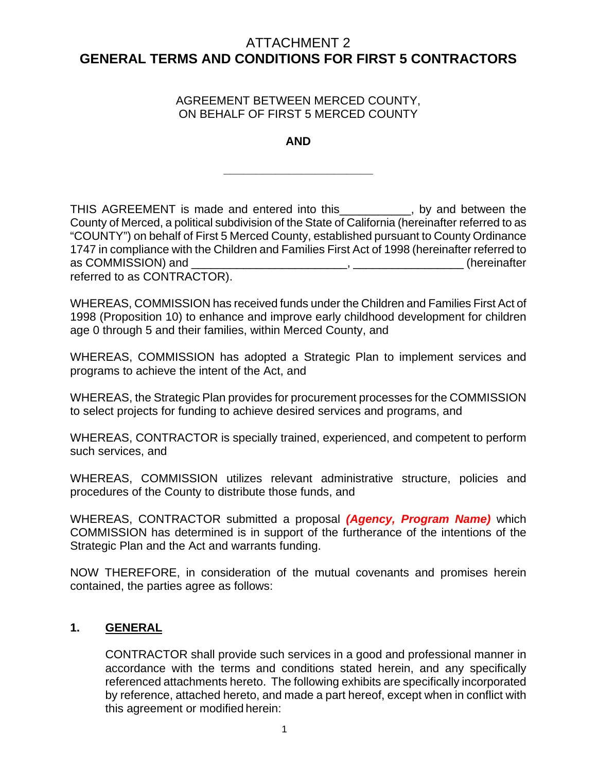# ATTACHMENT 2
# GENERAL TERMS AND CONDITIONS FOR FIRST 5 CONTRACTORS

AGREEMENT BETWEEN MERCED COUNTY,
ON BEHALF OF FIRST 5 MERCED COUNTY

**AND**

________________________

THIS AGREEMENT is made and entered into this___________, by and between the County of Merced, a political subdivision of the State of California (hereinafter referred to as "COUNTY") on behalf of First 5 Merced County, established pursuant to County Ordinance 1747 in compliance with the Children and Families First Act of 1998 (hereinafter referred to as COMMISSION) and ________________________, _________________ (hereinafter referred to as CONTRACTOR).

WHEREAS, COMMISSION has received funds under the Children and Families First Act of 1998 (Proposition 10) to enhance and improve early childhood development for children age 0 through 5 and their families, within Merced County, and

WHEREAS, COMMISSION has adopted a Strategic Plan to implement services and programs to achieve the intent of the Act, and

WHEREAS, the Strategic Plan provides for procurement processes for the COMMISSION to select projects for funding to achieve desired services and programs, and

WHEREAS, CONTRACTOR is specially trained, experienced, and competent to perform such services, and

WHEREAS, COMMISSION utilizes relevant administrative structure, policies and procedures of the County to distribute those funds, and

WHEREAS, CONTRACTOR submitted a proposal ***(Agency, Program Name)*** which COMMISSION has determined is in support of the furtherance of the intentions of the Strategic Plan and the Act and warrants funding.

NOW THEREFORE, in consideration of the mutual covenants and promises herein contained, the parties agree as follows:

**1. GENERAL**

CONTRACTOR shall provide such services in a good and professional manner in accordance with the terms and conditions stated herein, and any specifically referenced attachments hereto. The following exhibits are specifically incorporated by reference, attached hereto, and made a part hereof, except when in conflict with this agreement or modified herein: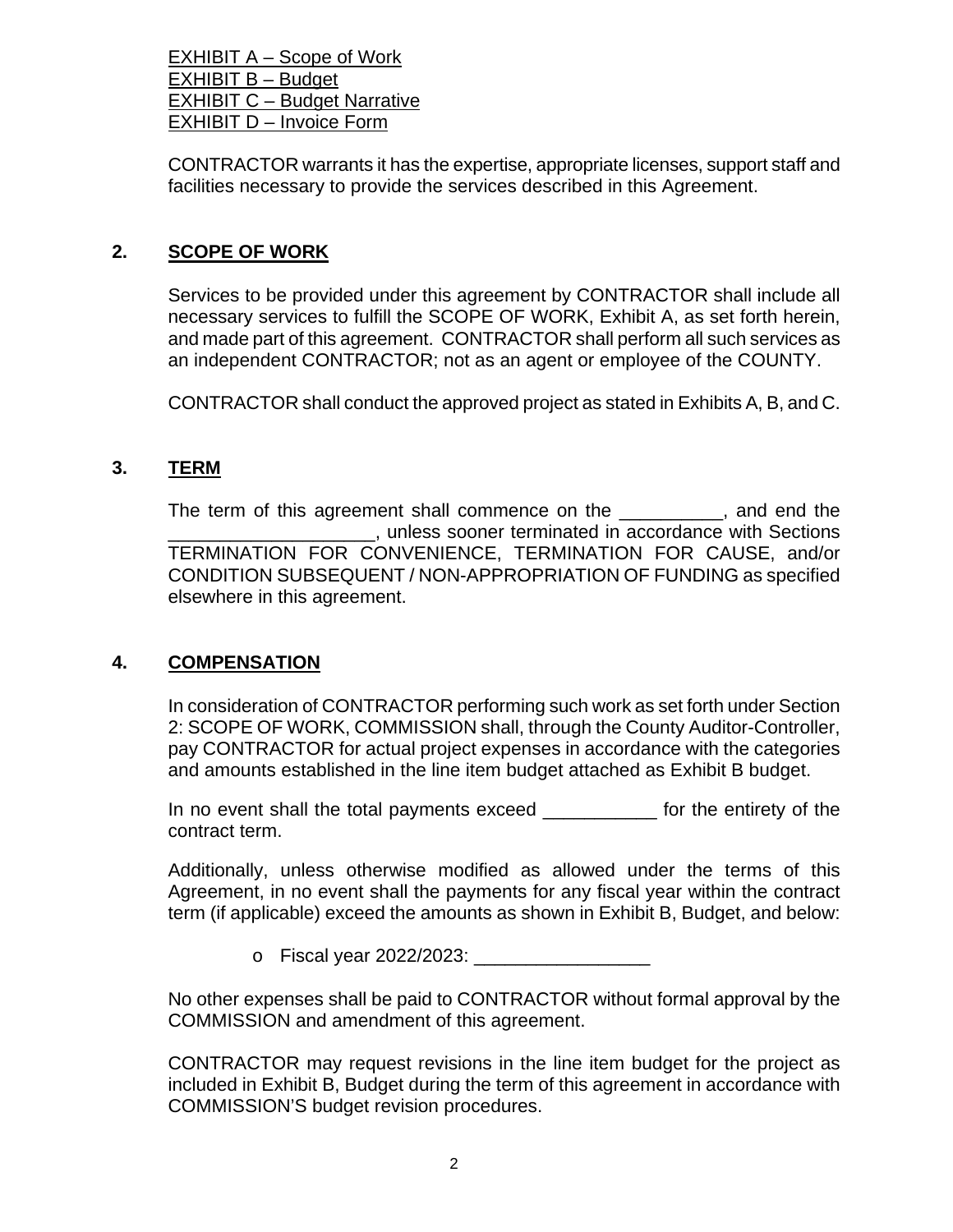EXHIBIT A – Scope of Work
EXHIBIT B – Budget
EXHIBIT C – Budget Narrative
EXHIBIT D – Invoice Form

CONTRACTOR warrants it has the expertise, appropriate licenses, support staff and facilities necessary to provide the services described in this Agreement.

## 2. SCOPE OF WORK

Services to be provided under this agreement by CONTRACTOR shall include all necessary services to fulfill the SCOPE OF WORK, Exhibit A, as set forth herein, and made part of this agreement. CONTRACTOR shall perform all such services as an independent CONTRACTOR; not as an agent or employee of the COUNTY.

CONTRACTOR shall conduct the approved project as stated in Exhibits A, B, and C.

## 3. TERM

The term of this agreement shall commence on the __________, and end the ____________________, unless sooner terminated in accordance with Sections TERMINATION FOR CONVENIENCE, TERMINATION FOR CAUSE, and/or CONDITION SUBSEQUENT / NON-APPROPRIATION OF FUNDING as specified elsewhere in this agreement.

## 4. COMPENSATION

In consideration of CONTRACTOR performing such work as set forth under Section 2: SCOPE OF WORK, COMMISSION shall, through the County Auditor-Controller, pay CONTRACTOR for actual project expenses in accordance with the categories and amounts established in the line item budget attached as Exhibit B budget.

In no event shall the total payments exceed ___________ for the entirety of the contract term.

Additionally, unless otherwise modified as allowed under the terms of this Agreement, in no event shall the payments for any fiscal year within the contract term (if applicable) exceed the amounts as shown in Exhibit B, Budget, and below:

- Fiscal year 2022/2023: _________________

No other expenses shall be paid to CONTRACTOR without formal approval by the COMMISSION and amendment of this agreement.

CONTRACTOR may request revisions in the line item budget for the project as included in Exhibit B, Budget during the term of this agreement in accordance with COMMISSION'S budget revision procedures.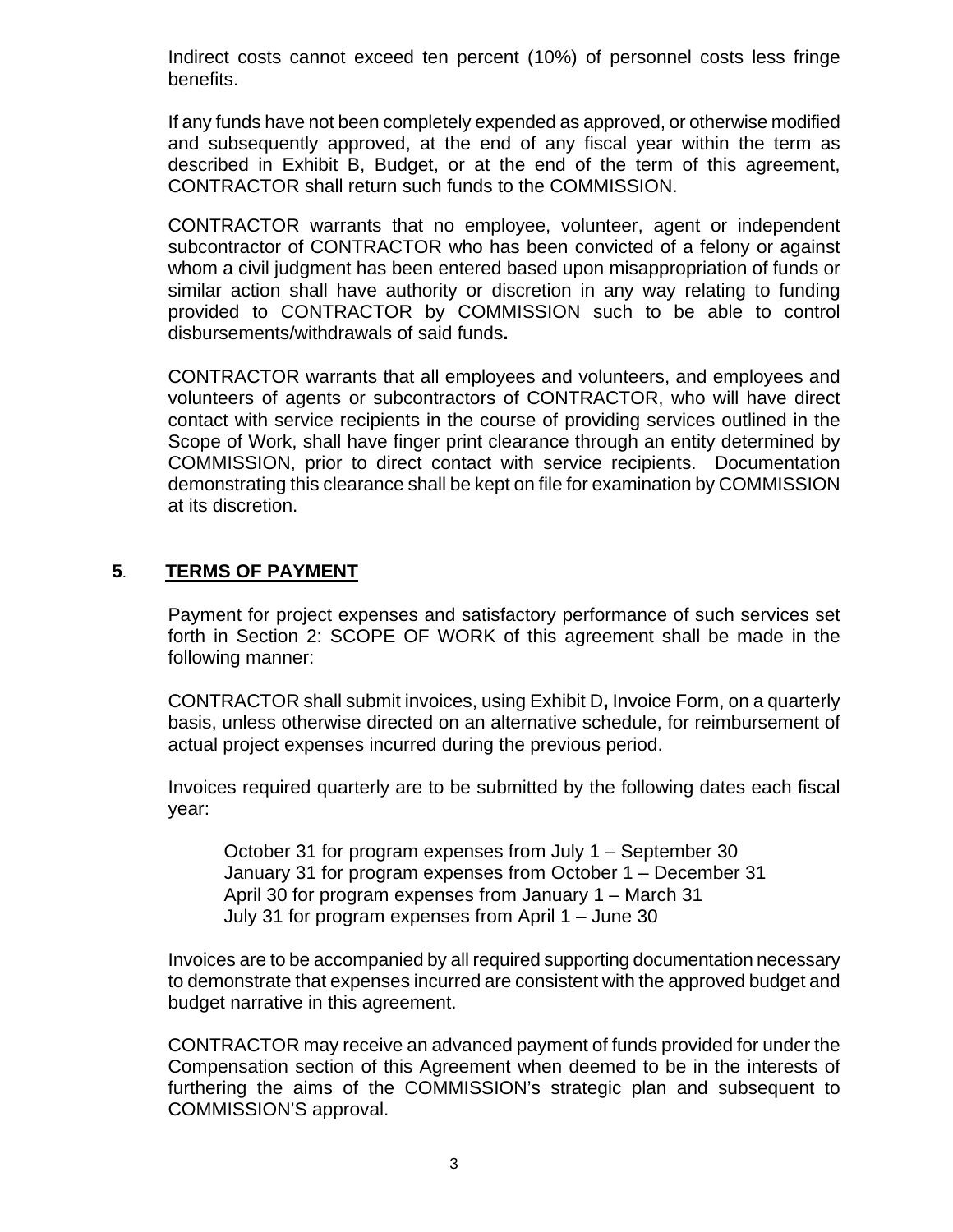Indirect costs cannot exceed ten percent (10%) of personnel costs less fringe benefits.

If any funds have not been completely expended as approved, or otherwise modified and subsequently approved, at the end of any fiscal year within the term as described in Exhibit B, Budget, or at the end of the term of this agreement, CONTRACTOR shall return such funds to the COMMISSION.

CONTRACTOR warrants that no employee, volunteer, agent or independent subcontractor of CONTRACTOR who has been convicted of a felony or against whom a civil judgment has been entered based upon misappropriation of funds or similar action shall have authority or discretion in any way relating to funding provided to CONTRACTOR by COMMISSION such to be able to control disbursements/withdrawals of said funds**.**

CONTRACTOR warrants that all employees and volunteers, and employees and volunteers of agents or subcontractors of CONTRACTOR, who will have direct contact with service recipients in the course of providing services outlined in the Scope of Work, shall have finger print clearance through an entity determined by COMMISSION, prior to direct contact with service recipients. Documentation demonstrating this clearance shall be kept on file for examination by COMMISSION at its discretion.

## **5**. **TERMS OF PAYMENT**

Payment for project expenses and satisfactory performance of such services set forth in Section 2: SCOPE OF WORK of this agreement shall be made in the following manner:

CONTRACTOR shall submit invoices, using Exhibit D**,** Invoice Form, on a quarterly basis, unless otherwise directed on an alternative schedule, for reimbursement of actual project expenses incurred during the previous period.

Invoices required quarterly are to be submitted by the following dates each fiscal year:

October 31 for program expenses from July 1 – September 30
January 31 for program expenses from October 1 – December 31
April 30 for program expenses from January 1 – March 31
July 31 for program expenses from April 1 – June 30

Invoices are to be accompanied by all required supporting documentation necessary to demonstrate that expenses incurred are consistent with the approved budget and budget narrative in this agreement.

CONTRACTOR may receive an advanced payment of funds provided for under the Compensation section of this Agreement when deemed to be in the interests of furthering the aims of the COMMISSION's strategic plan and subsequent to COMMISSION'S approval.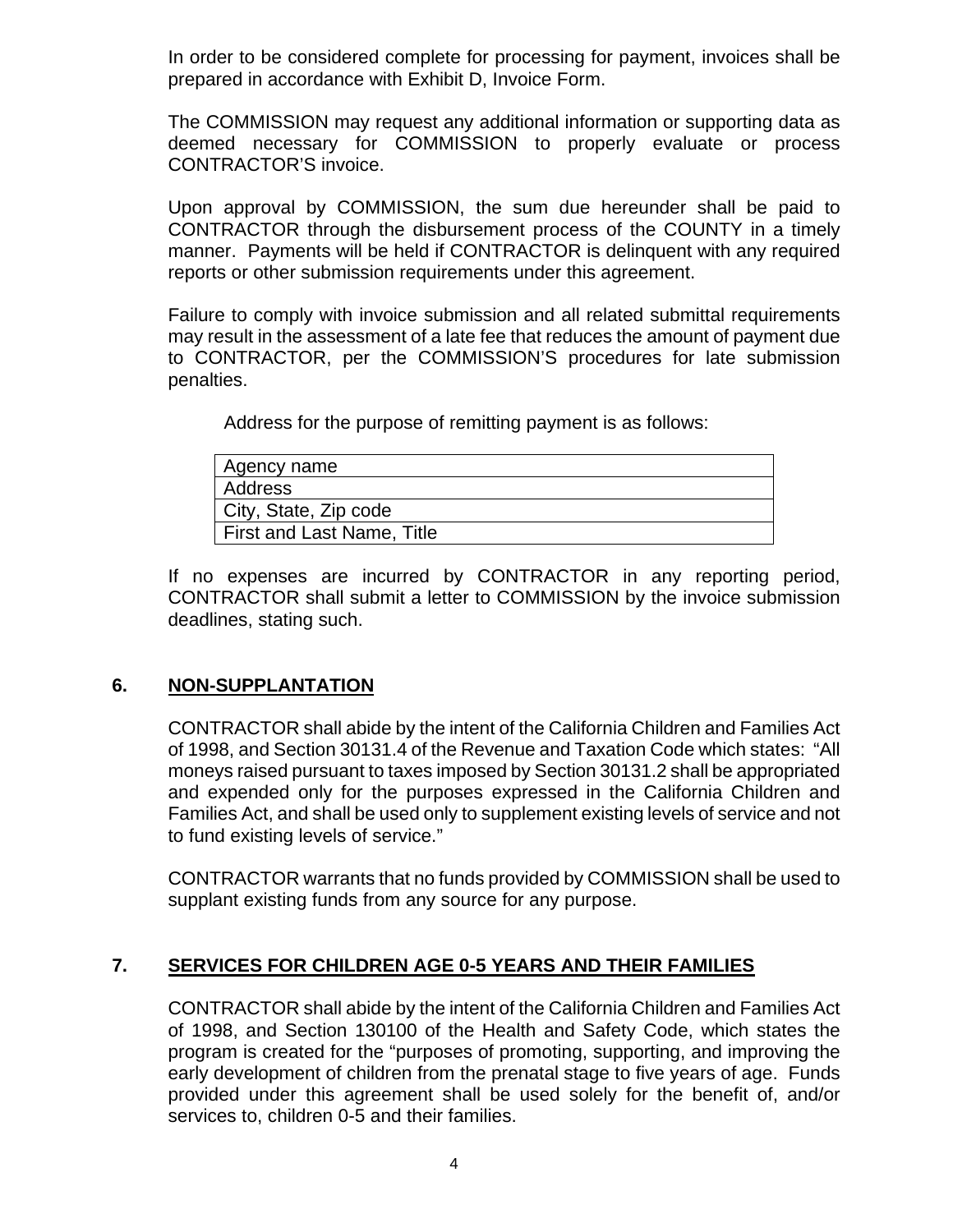In order to be considered complete for processing for payment, invoices shall be prepared in accordance with Exhibit D, Invoice Form.

The COMMISSION may request any additional information or supporting data as deemed necessary for COMMISSION to properly evaluate or process CONTRACTOR'S invoice.

Upon approval by COMMISSION, the sum due hereunder shall be paid to CONTRACTOR through the disbursement process of the COUNTY in a timely manner. Payments will be held if CONTRACTOR is delinquent with any required reports or other submission requirements under this agreement.

Failure to comply with invoice submission and all related submittal requirements may result in the assessment of a late fee that reduces the amount of payment due to CONTRACTOR, per the COMMISSION'S procedures for late submission penalties.

Address for the purpose of remitting payment is as follows:

| |
|---|
| Agency name |
| Address |
| City, State, Zip code |
| First and Last Name, Title |

If no expenses are incurred by CONTRACTOR in any reporting period, CONTRACTOR shall submit a letter to COMMISSION by the invoice submission deadlines, stating such.

## 6. NON-SUPPLANTATION

CONTRACTOR shall abide by the intent of the California Children and Families Act of 1998, and Section 30131.4 of the Revenue and Taxation Code which states: "All moneys raised pursuant to taxes imposed by Section 30131.2 shall be appropriated and expended only for the purposes expressed in the California Children and Families Act, and shall be used only to supplement existing levels of service and not to fund existing levels of service."

CONTRACTOR warrants that no funds provided by COMMISSION shall be used to supplant existing funds from any source for any purpose.

## 7. SERVICES FOR CHILDREN AGE 0-5 YEARS AND THEIR FAMILIES

CONTRACTOR shall abide by the intent of the California Children and Families Act of 1998, and Section 130100 of the Health and Safety Code, which states the program is created for the "purposes of promoting, supporting, and improving the early development of children from the prenatal stage to five years of age. Funds provided under this agreement shall be used solely for the benefit of, and/or services to, children 0-5 and their families.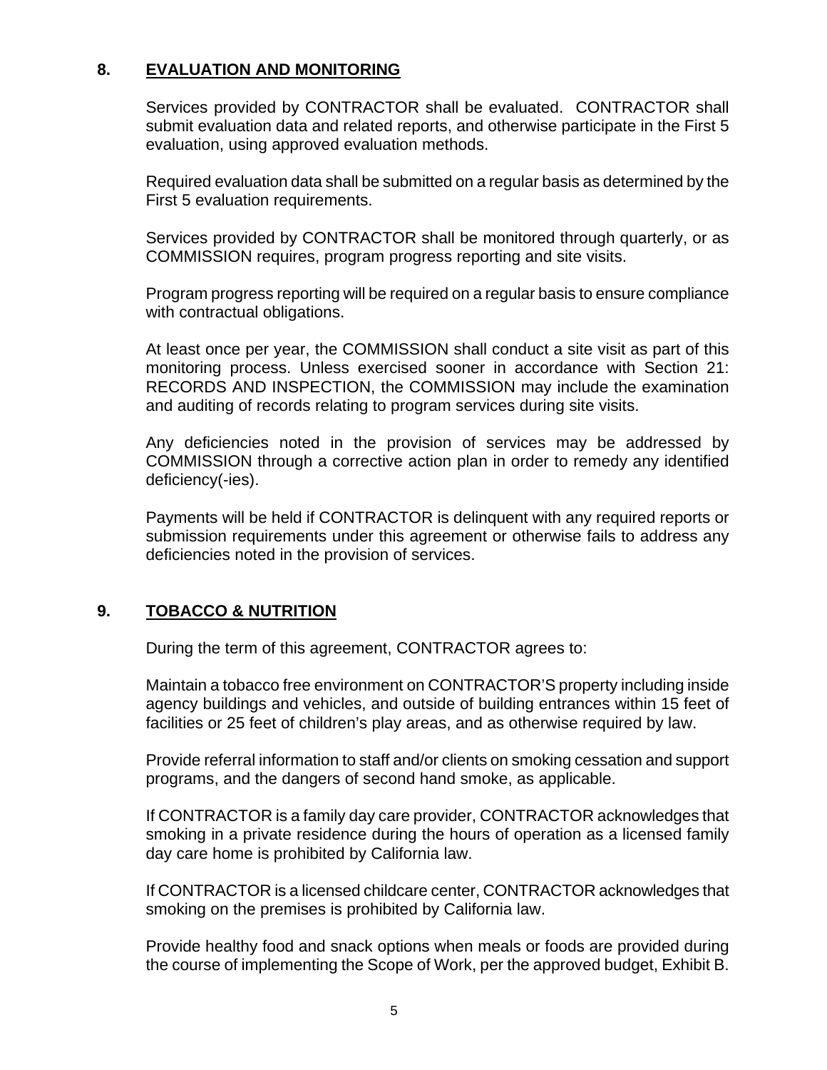## 8. EVALUATION AND MONITORING

Services provided by CONTRACTOR shall be evaluated. CONTRACTOR shall submit evaluation data and related reports, and otherwise participate in the First 5 evaluation, using approved evaluation methods.

Required evaluation data shall be submitted on a regular basis as determined by the First 5 evaluation requirements.

Services provided by CONTRACTOR shall be monitored through quarterly, or as COMMISSION requires, program progress reporting and site visits.

Program progress reporting will be required on a regular basis to ensure compliance with contractual obligations.

At least once per year, the COMMISSION shall conduct a site visit as part of this monitoring process. Unless exercised sooner in accordance with Section 21: RECORDS AND INSPECTION, the COMMISSION may include the examination and auditing of records relating to program services during site visits.

Any deficiencies noted in the provision of services may be addressed by COMMISSION through a corrective action plan in order to remedy any identified deficiency(-ies).

Payments will be held if CONTRACTOR is delinquent with any required reports or submission requirements under this agreement or otherwise fails to address any deficiencies noted in the provision of services.

## 9. TOBACCO & NUTRITION

During the term of this agreement, CONTRACTOR agrees to:

Maintain a tobacco free environment on CONTRACTOR'S property including inside agency buildings and vehicles, and outside of building entrances within 15 feet of facilities or 25 feet of children's play areas, and as otherwise required by law.

Provide referral information to staff and/or clients on smoking cessation and support programs, and the dangers of second hand smoke, as applicable.

If CONTRACTOR is a family day care provider, CONTRACTOR acknowledges that smoking in a private residence during the hours of operation as a licensed family day care home is prohibited by California law.

If CONTRACTOR is a licensed childcare center, CONTRACTOR acknowledges that smoking on the premises is prohibited by California law.

Provide healthy food and snack options when meals or foods are provided during the course of implementing the Scope of Work, per the approved budget, Exhibit B.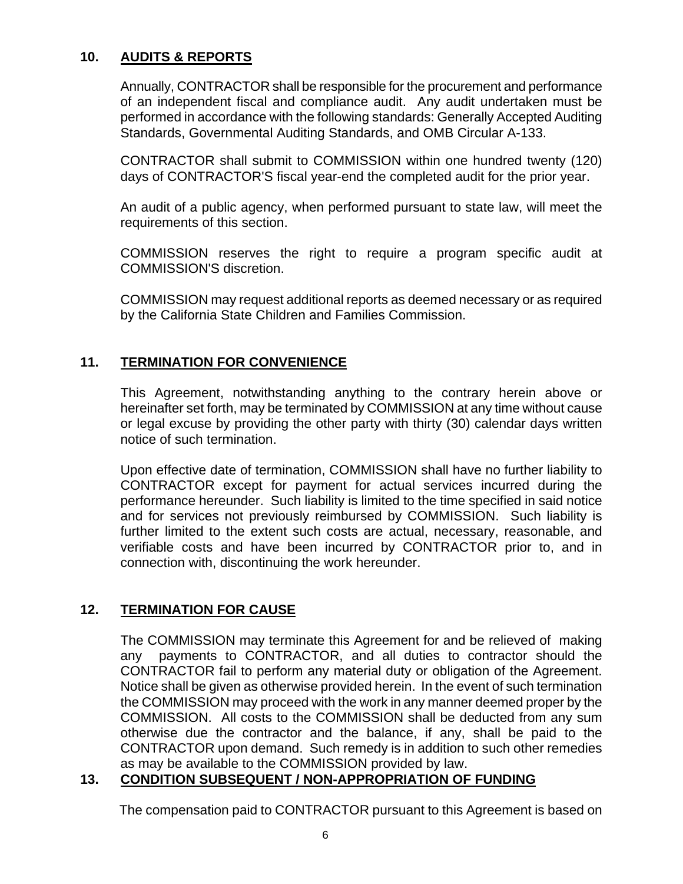## 10. AUDITS & REPORTS

Annually, CONTRACTOR shall be responsible for the procurement and performance of an independent fiscal and compliance audit. Any audit undertaken must be performed in accordance with the following standards: Generally Accepted Auditing Standards, Governmental Auditing Standards, and OMB Circular A-133.

CONTRACTOR shall submit to COMMISSION within one hundred twenty (120) days of CONTRACTOR'S fiscal year-end the completed audit for the prior year.

An audit of a public agency, when performed pursuant to state law, will meet the requirements of this section.

COMMISSION reserves the right to require a program specific audit at COMMISSION'S discretion.

COMMISSION may request additional reports as deemed necessary or as required by the California State Children and Families Commission.

## 11. TERMINATION FOR CONVENIENCE

This Agreement, notwithstanding anything to the contrary herein above or hereinafter set forth, may be terminated by COMMISSION at any time without cause or legal excuse by providing the other party with thirty (30) calendar days written notice of such termination.

Upon effective date of termination, COMMISSION shall have no further liability to CONTRACTOR except for payment for actual services incurred during the performance hereunder. Such liability is limited to the time specified in said notice and for services not previously reimbursed by COMMISSION. Such liability is further limited to the extent such costs are actual, necessary, reasonable, and verifiable costs and have been incurred by CONTRACTOR prior to, and in connection with, discontinuing the work hereunder.

## 12. TERMINATION FOR CAUSE

The COMMISSION may terminate this Agreement for and be relieved of making any payments to CONTRACTOR, and all duties to contractor should the CONTRACTOR fail to perform any material duty or obligation of the Agreement. Notice shall be given as otherwise provided herein. In the event of such termination the COMMISSION may proceed with the work in any manner deemed proper by the COMMISSION. All costs to the COMMISSION shall be deducted from any sum otherwise due the contractor and the balance, if any, shall be paid to the CONTRACTOR upon demand. Such remedy is in addition to such other remedies as may be available to the COMMISSION provided by law.

## 13. CONDITION SUBSEQUENT / NON-APPROPRIATION OF FUNDING

The compensation paid to CONTRACTOR pursuant to this Agreement is based on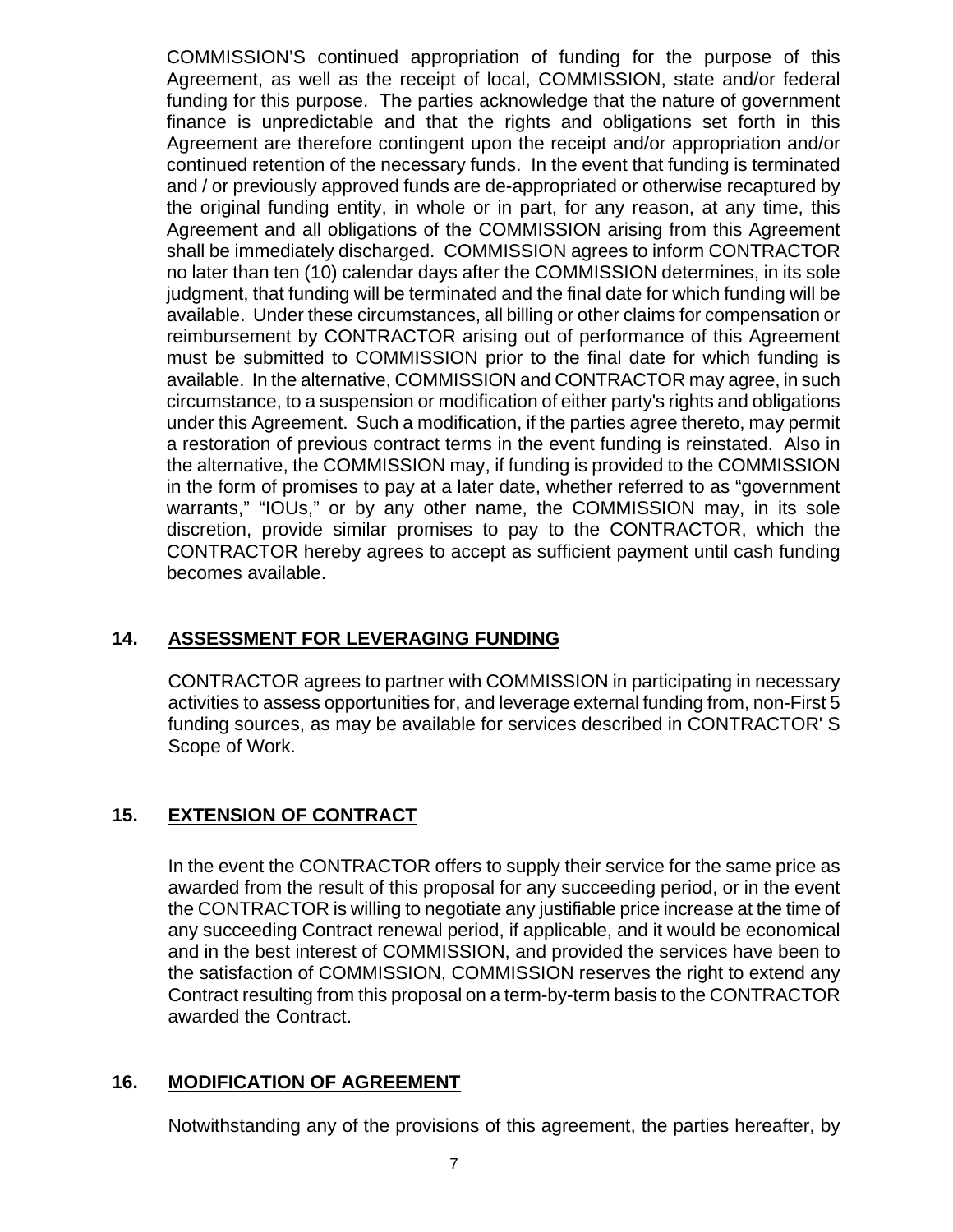COMMISSION'S continued appropriation of funding for the purpose of this Agreement, as well as the receipt of local, COMMISSION, state and/or federal funding for this purpose. The parties acknowledge that the nature of government finance is unpredictable and that the rights and obligations set forth in this Agreement are therefore contingent upon the receipt and/or appropriation and/or continued retention of the necessary funds. In the event that funding is terminated and / or previously approved funds are de-appropriated or otherwise recaptured by the original funding entity, in whole or in part, for any reason, at any time, this Agreement and all obligations of the COMMISSION arising from this Agreement shall be immediately discharged. COMMISSION agrees to inform CONTRACTOR no later than ten (10) calendar days after the COMMISSION determines, in its sole judgment, that funding will be terminated and the final date for which funding will be available. Under these circumstances, all billing or other claims for compensation or reimbursement by CONTRACTOR arising out of performance of this Agreement must be submitted to COMMISSION prior to the final date for which funding is available. In the alternative, COMMISSION and CONTRACTOR may agree, in such circumstance, to a suspension or modification of either party's rights and obligations under this Agreement. Such a modification, if the parties agree thereto, may permit a restoration of previous contract terms in the event funding is reinstated. Also in the alternative, the COMMISSION may, if funding is provided to the COMMISSION in the form of promises to pay at a later date, whether referred to as "government warrants," "IOUs," or by any other name, the COMMISSION may, in its sole discretion, provide similar promises to pay to the CONTRACTOR, which the CONTRACTOR hereby agrees to accept as sufficient payment until cash funding becomes available.

## 14. ASSESSMENT FOR LEVERAGING FUNDING

CONTRACTOR agrees to partner with COMMISSION in participating in necessary activities to assess opportunities for, and leverage external funding from, non-First 5 funding sources, as may be available for services described in CONTRACTOR' S Scope of Work.

## 15. EXTENSION OF CONTRACT

In the event the CONTRACTOR offers to supply their service for the same price as awarded from the result of this proposal for any succeeding period, or in the event the CONTRACTOR is willing to negotiate any justifiable price increase at the time of any succeeding Contract renewal period, if applicable, and it would be economical and in the best interest of COMMISSION, and provided the services have been to the satisfaction of COMMISSION, COMMISSION reserves the right to extend any Contract resulting from this proposal on a term-by-term basis to the CONTRACTOR awarded the Contract.

## 16. MODIFICATION OF AGREEMENT

Notwithstanding any of the provisions of this agreement, the parties hereafter, by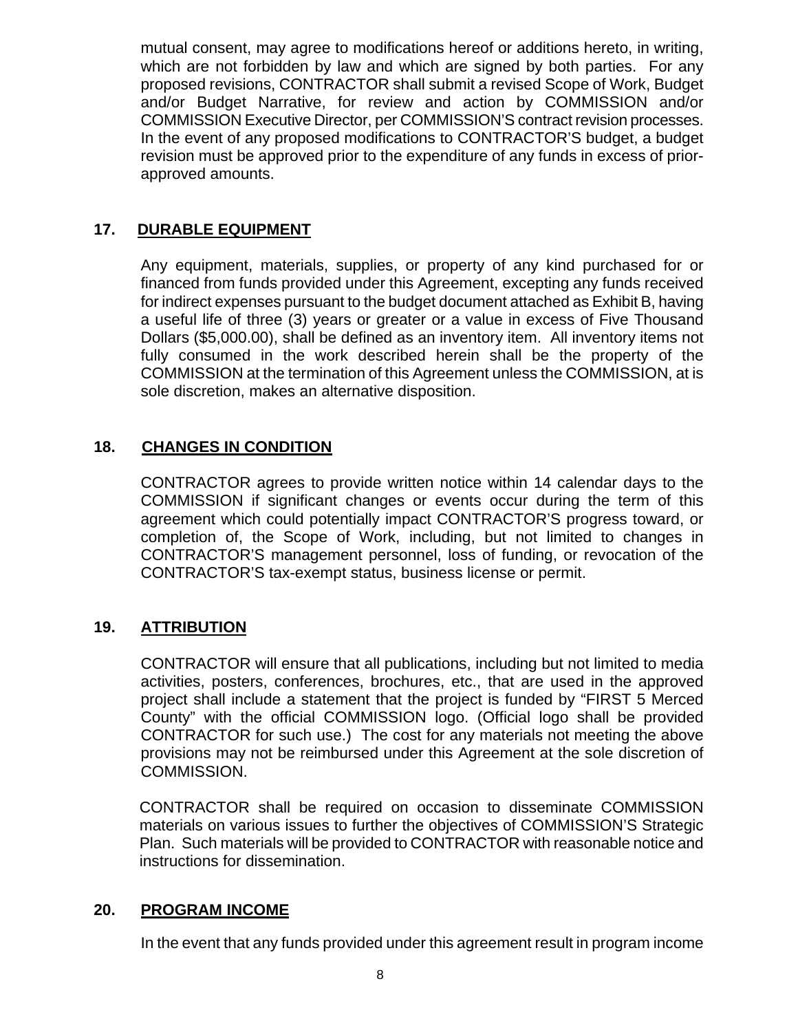mutual consent, may agree to modifications hereof or additions hereto, in writing, which are not forbidden by law and which are signed by both parties. For any proposed revisions, CONTRACTOR shall submit a revised Scope of Work, Budget and/or Budget Narrative, for review and action by COMMISSION and/or COMMISSION Executive Director, per COMMISSION'S contract revision processes. In the event of any proposed modifications to CONTRACTOR'S budget, a budget revision must be approved prior to the expenditure of any funds in excess of prior-approved amounts.

## 17. DURABLE EQUIPMENT

Any equipment, materials, supplies, or property of any kind purchased for or financed from funds provided under this Agreement, excepting any funds received for indirect expenses pursuant to the budget document attached as Exhibit B, having a useful life of three (3) years or greater or a value in excess of Five Thousand Dollars ($5,000.00), shall be defined as an inventory item. All inventory items not fully consumed in the work described herein shall be the property of the COMMISSION at the termination of this Agreement unless the COMMISSION, at is sole discretion, makes an alternative disposition.

## 18. CHANGES IN CONDITION

CONTRACTOR agrees to provide written notice within 14 calendar days to the COMMISSION if significant changes or events occur during the term of this agreement which could potentially impact CONTRACTOR'S progress toward, or completion of, the Scope of Work, including, but not limited to changes in CONTRACTOR'S management personnel, loss of funding, or revocation of the CONTRACTOR'S tax-exempt status, business license or permit.

## 19. ATTRIBUTION

CONTRACTOR will ensure that all publications, including but not limited to media activities, posters, conferences, brochures, etc., that are used in the approved project shall include a statement that the project is funded by "FIRST 5 Merced County" with the official COMMISSION logo. (Official logo shall be provided CONTRACTOR for such use.) The cost for any materials not meeting the above provisions may not be reimbursed under this Agreement at the sole discretion of COMMISSION.

CONTRACTOR shall be required on occasion to disseminate COMMISSION materials on various issues to further the objectives of COMMISSION'S Strategic Plan. Such materials will be provided to CONTRACTOR with reasonable notice and instructions for dissemination.

## 20. PROGRAM INCOME

In the event that any funds provided under this agreement result in program income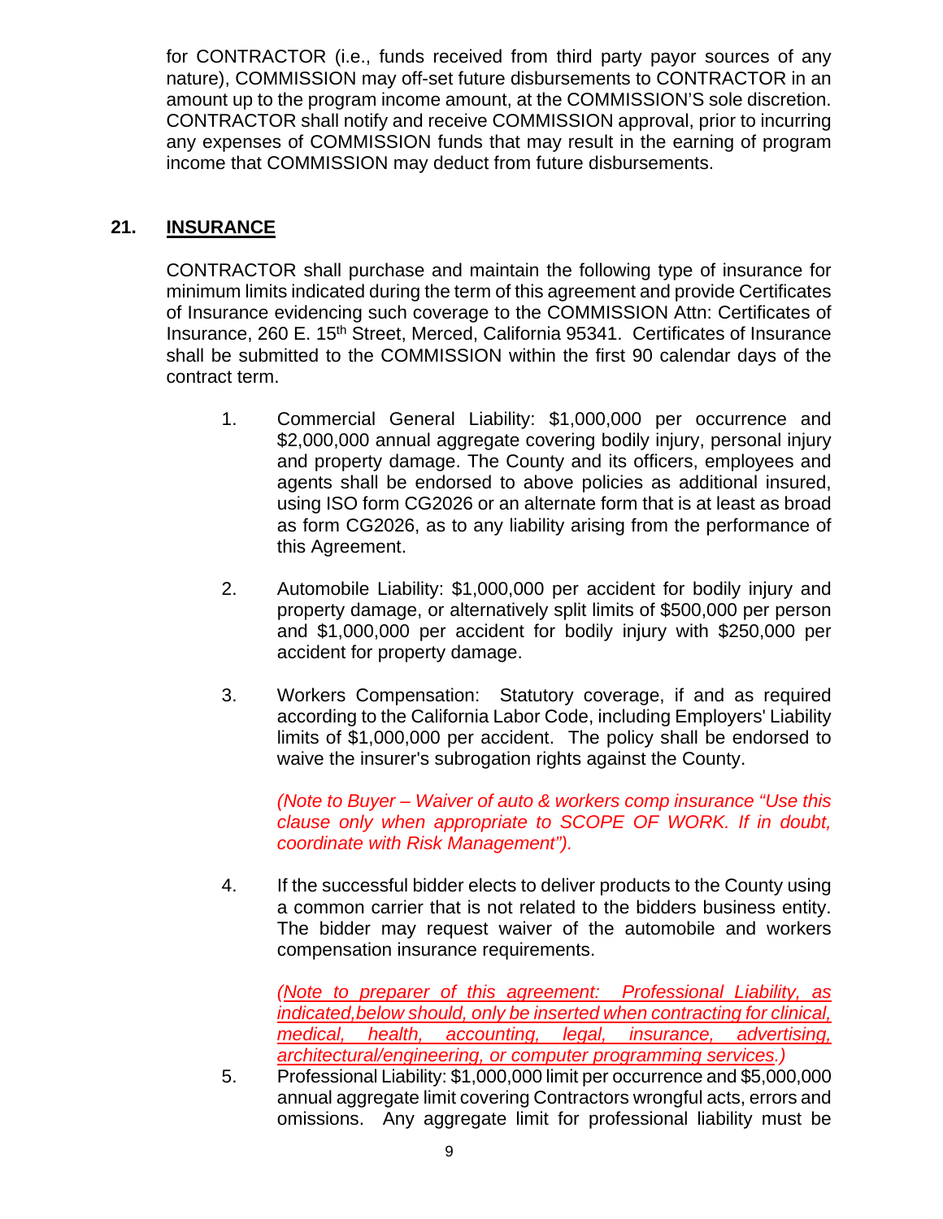for CONTRACTOR (i.e., funds received from third party payor sources of any nature), COMMISSION may off-set future disbursements to CONTRACTOR in an amount up to the program income amount, at the COMMISSION'S sole discretion. CONTRACTOR shall notify and receive COMMISSION approval, prior to incurring any expenses of COMMISSION funds that may result in the earning of program income that COMMISSION may deduct from future disbursements.

## 21. INSURANCE

CONTRACTOR shall purchase and maintain the following type of insurance for minimum limits indicated during the term of this agreement and provide Certificates of Insurance evidencing such coverage to the COMMISSION Attn: Certificates of Insurance, 260 E. 15th Street, Merced, California 95341. Certificates of Insurance shall be submitted to the COMMISSION within the first 90 calendar days of the contract term.

1. Commercial General Liability: $1,000,000 per occurrence and $2,000,000 annual aggregate covering bodily injury, personal injury and property damage. The County and its officers, employees and agents shall be endorsed to above policies as additional insured, using ISO form CG2026 or an alternate form that is at least as broad as form CG2026, as to any liability arising from the performance of this Agreement.

2. Automobile Liability: $1,000,000 per accident for bodily injury and property damage, or alternatively split limits of $500,000 per person and $1,000,000 per accident for bodily injury with $250,000 per accident for property damage.

3. Workers Compensation: Statutory coverage, if and as required according to the California Labor Code, including Employers' Liability limits of $1,000,000 per accident. The policy shall be endorsed to waive the insurer's subrogation rights against the County.

   *(Note to Buyer – Waiver of auto & workers comp insurance "Use this clause only when appropriate to SCOPE OF WORK. If in doubt, coordinate with Risk Management").*

4. If the successful bidder elects to deliver products to the County using a common carrier that is not related to the bidders business entity. The bidder may request waiver of the automobile and workers compensation insurance requirements.

   *(Note to preparer of this agreement: Professional Liability, as indicated,below should, only be inserted when contracting for clinical, medical, health, accounting, legal, insurance, advertising, architectural/engineering, or computer programming services.)*

5. Professional Liability: $1,000,000 limit per occurrence and $5,000,000 annual aggregate limit covering Contractors wrongful acts, errors and omissions. Any aggregate limit for professional liability must be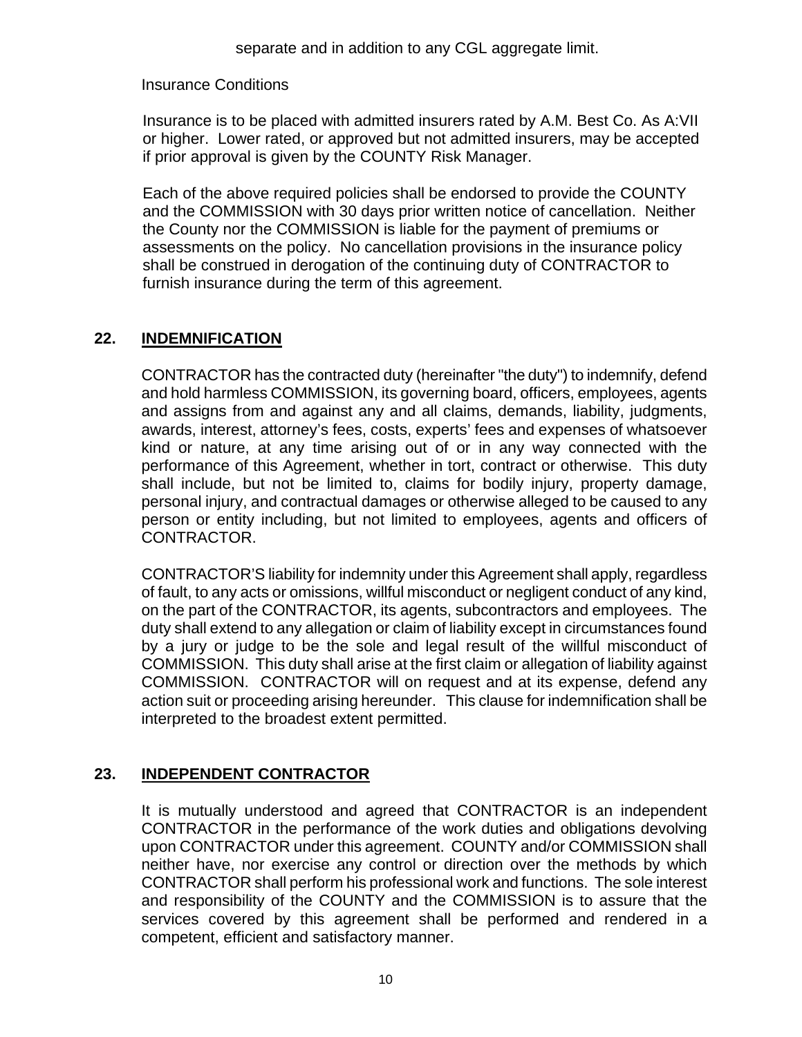separate and in addition to any CGL aggregate limit.

Insurance Conditions

Insurance is to be placed with admitted insurers rated by A.M. Best Co. As A:VII or higher. Lower rated, or approved but not admitted insurers, may be accepted if prior approval is given by the COUNTY Risk Manager.

Each of the above required policies shall be endorsed to provide the COUNTY and the COMMISSION with 30 days prior written notice of cancellation. Neither the County nor the COMMISSION is liable for the payment of premiums or assessments on the policy. No cancellation provisions in the insurance policy shall be construed in derogation of the continuing duty of CONTRACTOR to furnish insurance during the term of this agreement.

## 22. INDEMNIFICATION

CONTRACTOR has the contracted duty (hereinafter "the duty") to indemnify, defend and hold harmless COMMISSION, its governing board, officers, employees, agents and assigns from and against any and all claims, demands, liability, judgments, awards, interest, attorney's fees, costs, experts' fees and expenses of whatsoever kind or nature, at any time arising out of or in any way connected with the performance of this Agreement, whether in tort, contract or otherwise. This duty shall include, but not be limited to, claims for bodily injury, property damage, personal injury, and contractual damages or otherwise alleged to be caused to any person or entity including, but not limited to employees, agents and officers of CONTRACTOR.

CONTRACTOR'S liability for indemnity under this Agreement shall apply, regardless of fault, to any acts or omissions, willful misconduct or negligent conduct of any kind, on the part of the CONTRACTOR, its agents, subcontractors and employees. The duty shall extend to any allegation or claim of liability except in circumstances found by a jury or judge to be the sole and legal result of the willful misconduct of COMMISSION. This duty shall arise at the first claim or allegation of liability against COMMISSION. CONTRACTOR will on request and at its expense, defend any action suit or proceeding arising hereunder. This clause for indemnification shall be interpreted to the broadest extent permitted.

## 23. INDEPENDENT CONTRACTOR

It is mutually understood and agreed that CONTRACTOR is an independent CONTRACTOR in the performance of the work duties and obligations devolving upon CONTRACTOR under this agreement. COUNTY and/or COMMISSION shall neither have, nor exercise any control or direction over the methods by which CONTRACTOR shall perform his professional work and functions. The sole interest and responsibility of the COUNTY and the COMMISSION is to assure that the services covered by this agreement shall be performed and rendered in a competent, efficient and satisfactory manner.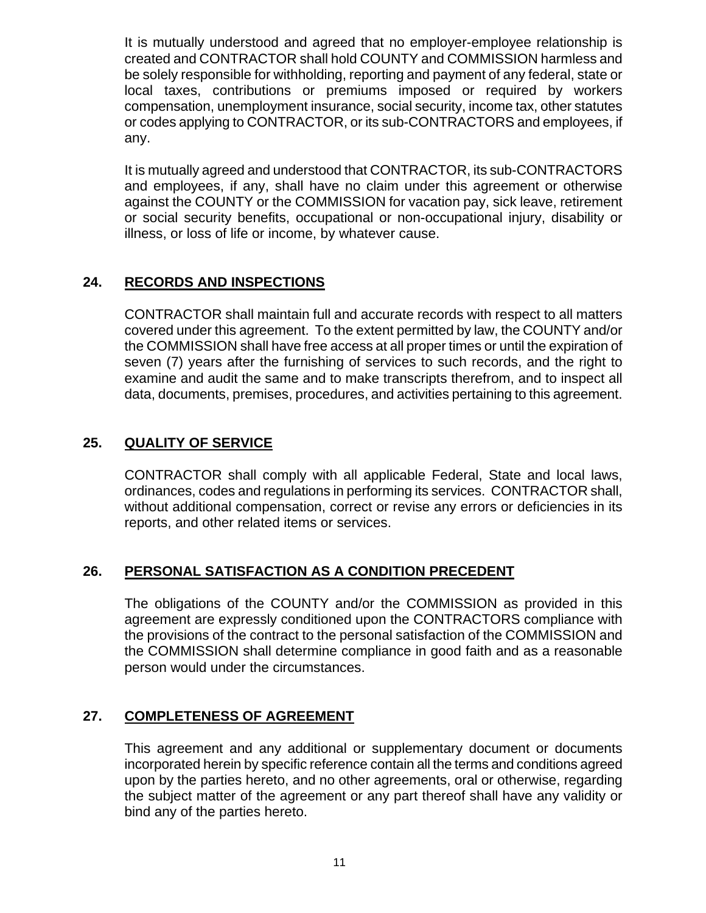It is mutually understood and agreed that no employer-employee relationship is created and CONTRACTOR shall hold COUNTY and COMMISSION harmless and be solely responsible for withholding, reporting and payment of any federal, state or local taxes, contributions or premiums imposed or required by workers compensation, unemployment insurance, social security, income tax, other statutes or codes applying to CONTRACTOR, or its sub-CONTRACTORS and employees, if any.

It is mutually agreed and understood that CONTRACTOR, its sub-CONTRACTORS and employees, if any, shall have no claim under this agreement or otherwise against the COUNTY or the COMMISSION for vacation pay, sick leave, retirement or social security benefits, occupational or non-occupational injury, disability or illness, or loss of life or income, by whatever cause.

## 24. RECORDS AND INSPECTIONS

CONTRACTOR shall maintain full and accurate records with respect to all matters covered under this agreement. To the extent permitted by law, the COUNTY and/or the COMMISSION shall have free access at all proper times or until the expiration of seven (7) years after the furnishing of services to such records, and the right to examine and audit the same and to make transcripts therefrom, and to inspect all data, documents, premises, procedures, and activities pertaining to this agreement.

## 25. QUALITY OF SERVICE

CONTRACTOR shall comply with all applicable Federal, State and local laws, ordinances, codes and regulations in performing its services. CONTRACTOR shall, without additional compensation, correct or revise any errors or deficiencies in its reports, and other related items or services.

## 26. PERSONAL SATISFACTION AS A CONDITION PRECEDENT

The obligations of the COUNTY and/or the COMMISSION as provided in this agreement are expressly conditioned upon the CONTRACTORS compliance with the provisions of the contract to the personal satisfaction of the COMMISSION and the COMMISSION shall determine compliance in good faith and as a reasonable person would under the circumstances.

## 27. COMPLETENESS OF AGREEMENT

This agreement and any additional or supplementary document or documents incorporated herein by specific reference contain all the terms and conditions agreed upon by the parties hereto, and no other agreements, oral or otherwise, regarding the subject matter of the agreement or any part thereof shall have any validity or bind any of the parties hereto.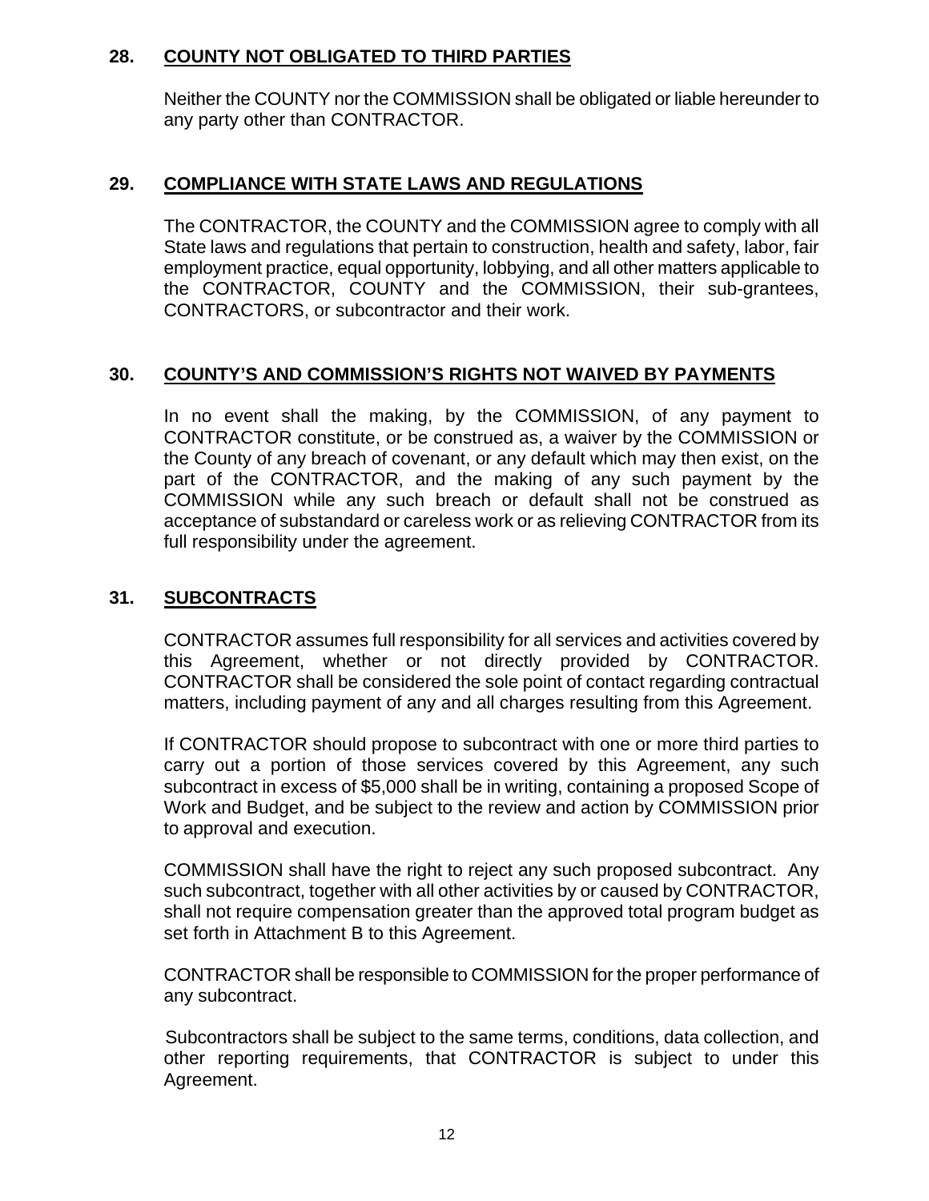## 28. COUNTY NOT OBLIGATED TO THIRD PARTIES

Neither the COUNTY nor the COMMISSION shall be obligated or liable hereunder to any party other than CONTRACTOR.

## 29. COMPLIANCE WITH STATE LAWS AND REGULATIONS

The CONTRACTOR, the COUNTY and the COMMISSION agree to comply with all State laws and regulations that pertain to construction, health and safety, labor, fair employment practice, equal opportunity, lobbying, and all other matters applicable to the CONTRACTOR, COUNTY and the COMMISSION, their sub-grantees, CONTRACTORS, or subcontractor and their work.

## 30. COUNTY'S AND COMMISSION'S RIGHTS NOT WAIVED BY PAYMENTS

In no event shall the making, by the COMMISSION, of any payment to CONTRACTOR constitute, or be construed as, a waiver by the COMMISSION or the County of any breach of covenant, or any default which may then exist, on the part of the CONTRACTOR, and the making of any such payment by the COMMISSION while any such breach or default shall not be construed as acceptance of substandard or careless work or as relieving CONTRACTOR from its full responsibility under the agreement.

## 31. SUBCONTRACTS

CONTRACTOR assumes full responsibility for all services and activities covered by this Agreement, whether or not directly provided by CONTRACTOR. CONTRACTOR shall be considered the sole point of contact regarding contractual matters, including payment of any and all charges resulting from this Agreement.

If CONTRACTOR should propose to subcontract with one or more third parties to carry out a portion of those services covered by this Agreement, any such subcontract in excess of $5,000 shall be in writing, containing a proposed Scope of Work and Budget, and be subject to the review and action by COMMISSION prior to approval and execution.

COMMISSION shall have the right to reject any such proposed subcontract. Any such subcontract, together with all other activities by or caused by CONTRACTOR, shall not require compensation greater than the approved total program budget as set forth in Attachment B to this Agreement.

CONTRACTOR shall be responsible to COMMISSION for the proper performance of any subcontract.

Subcontractors shall be subject to the same terms, conditions, data collection, and other reporting requirements, that CONTRACTOR is subject to under this Agreement.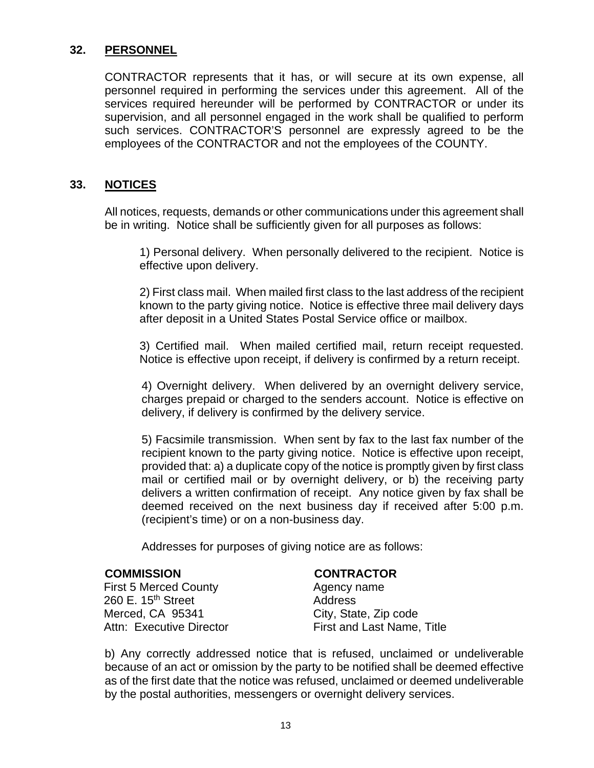## 32. PERSONNEL

CONTRACTOR represents that it has, or will secure at its own expense, all personnel required in performing the services under this agreement. All of the services required hereunder will be performed by CONTRACTOR or under its supervision, and all personnel engaged in the work shall be qualified to perform such services. CONTRACTOR'S personnel are expressly agreed to be the employees of the CONTRACTOR and not the employees of the COUNTY.

## 33. NOTICES

All notices, requests, demands or other communications under this agreement shall be in writing. Notice shall be sufficiently given for all purposes as follows:

1) Personal delivery. When personally delivered to the recipient. Notice is effective upon delivery.

2) First class mail. When mailed first class to the last address of the recipient known to the party giving notice. Notice is effective three mail delivery days after deposit in a United States Postal Service office or mailbox.

3) Certified mail. When mailed certified mail, return receipt requested. Notice is effective upon receipt, if delivery is confirmed by a return receipt.

4) Overnight delivery. When delivered by an overnight delivery service, charges prepaid or charged to the senders account. Notice is effective on delivery, if delivery is confirmed by the delivery service.

5) Facsimile transmission. When sent by fax to the last fax number of the recipient known to the party giving notice. Notice is effective upon receipt, provided that: a) a duplicate copy of the notice is promptly given by first class mail or certified mail or by overnight delivery, or b) the receiving party delivers a written confirmation of receipt. Any notice given by fax shall be deemed received on the next business day if received after 5:00 p.m. (recipient's time) or on a non-business day.

Addresses for purposes of giving notice are as follows:

| **COMMISSION** | **CONTRACTOR** |
|---|---|
| First 5 Merced County | Agency name |
| 260 E. 15th Street | Address |
| Merced, CA 95341 | City, State, Zip code |
| Attn: Executive Director | First and Last Name, Title |

b) Any correctly addressed notice that is refused, unclaimed or undeliverable because of an act or omission by the party to be notified shall be deemed effective as of the first date that the notice was refused, unclaimed or deemed undeliverable by the postal authorities, messengers or overnight delivery services.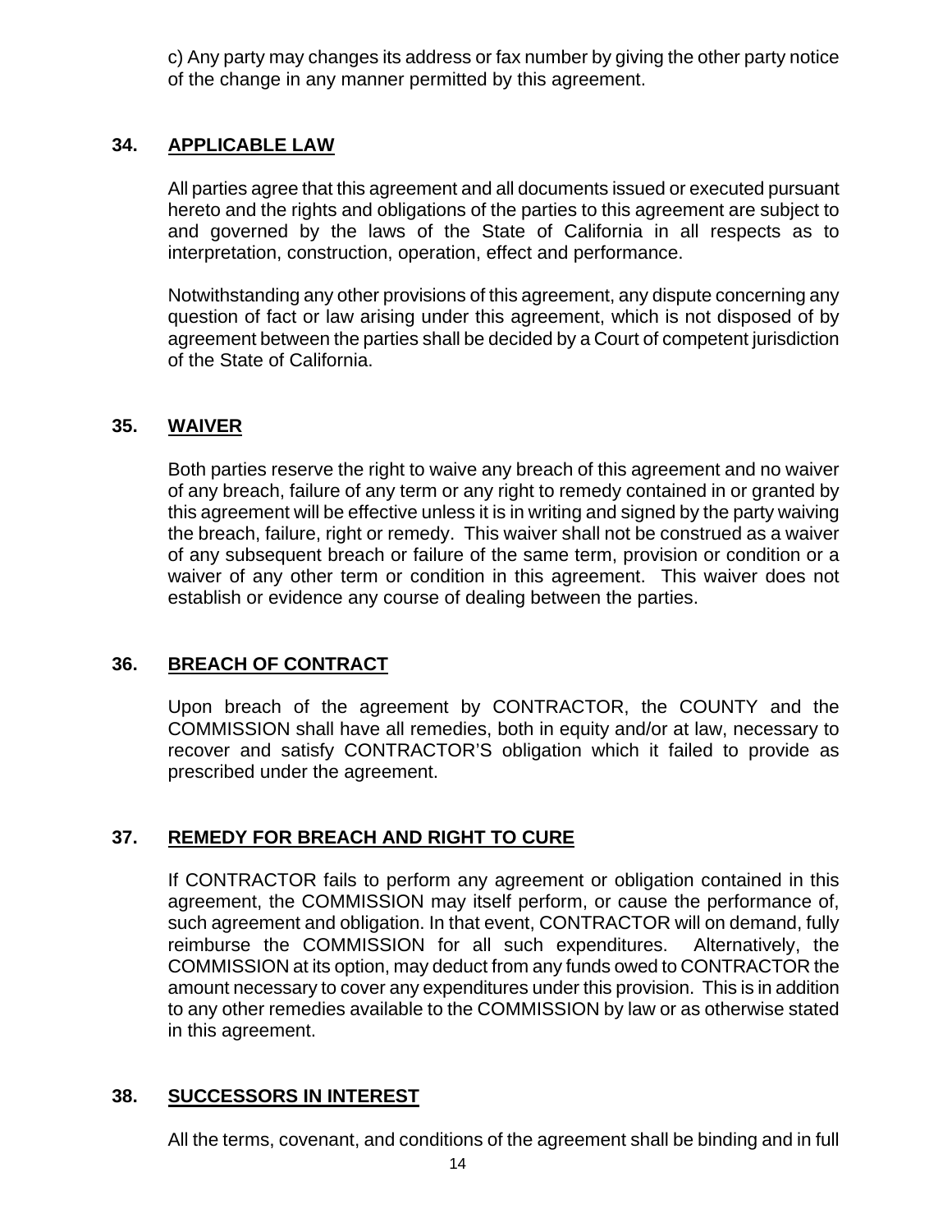c) Any party may changes its address or fax number by giving the other party notice of the change in any manner permitted by this agreement.

## 34. APPLICABLE LAW

All parties agree that this agreement and all documents issued or executed pursuant hereto and the rights and obligations of the parties to this agreement are subject to and governed by the laws of the State of California in all respects as to interpretation, construction, operation, effect and performance.

Notwithstanding any other provisions of this agreement, any dispute concerning any question of fact or law arising under this agreement, which is not disposed of by agreement between the parties shall be decided by a Court of competent jurisdiction of the State of California.

## 35. WAIVER

Both parties reserve the right to waive any breach of this agreement and no waiver of any breach, failure of any term or any right to remedy contained in or granted by this agreement will be effective unless it is in writing and signed by the party waiving the breach, failure, right or remedy. This waiver shall not be construed as a waiver of any subsequent breach or failure of the same term, provision or condition or a waiver of any other term or condition in this agreement. This waiver does not establish or evidence any course of dealing between the parties.

## 36. BREACH OF CONTRACT

Upon breach of the agreement by CONTRACTOR, the COUNTY and the COMMISSION shall have all remedies, both in equity and/or at law, necessary to recover and satisfy CONTRACTOR'S obligation which it failed to provide as prescribed under the agreement.

## 37. REMEDY FOR BREACH AND RIGHT TO CURE

If CONTRACTOR fails to perform any agreement or obligation contained in this agreement, the COMMISSION may itself perform, or cause the performance of, such agreement and obligation. In that event, CONTRACTOR will on demand, fully reimburse the COMMISSION for all such expenditures. Alternatively, the COMMISSION at its option, may deduct from any funds owed to CONTRACTOR the amount necessary to cover any expenditures under this provision. This is in addition to any other remedies available to the COMMISSION by law or as otherwise stated in this agreement.

## 38. SUCCESSORS IN INTEREST

All the terms, covenant, and conditions of the agreement shall be binding and in full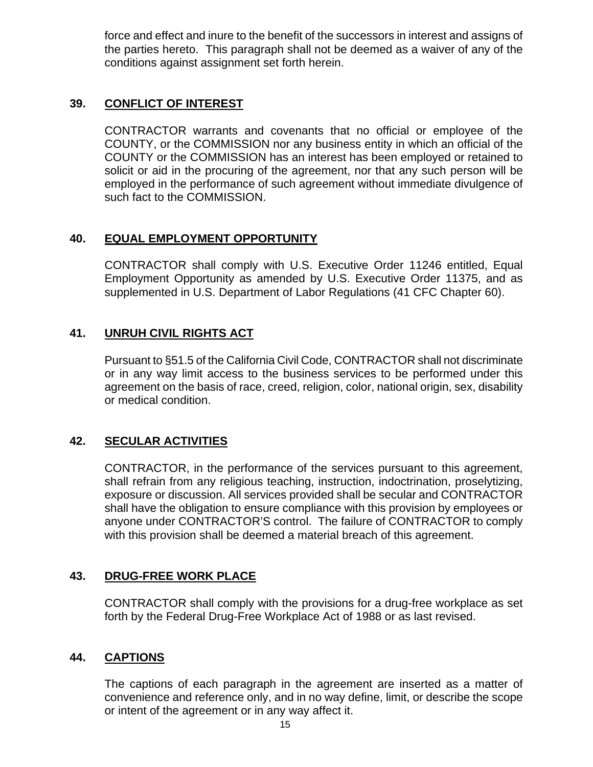force and effect and inure to the benefit of the successors in interest and assigns of the parties hereto. This paragraph shall not be deemed as a waiver of any of the conditions against assignment set forth herein.

## 39. CONFLICT OF INTEREST

CONTRACTOR warrants and covenants that no official or employee of the COUNTY, or the COMMISSION nor any business entity in which an official of the COUNTY or the COMMISSION has an interest has been employed or retained to solicit or aid in the procuring of the agreement, nor that any such person will be employed in the performance of such agreement without immediate divulgence of such fact to the COMMISSION.

## 40. EQUAL EMPLOYMENT OPPORTUNITY

CONTRACTOR shall comply with U.S. Executive Order 11246 entitled, Equal Employment Opportunity as amended by U.S. Executive Order 11375, and as supplemented in U.S. Department of Labor Regulations (41 CFC Chapter 60).

## 41. UNRUH CIVIL RIGHTS ACT

Pursuant to §51.5 of the California Civil Code, CONTRACTOR shall not discriminate or in any way limit access to the business services to be performed under this agreement on the basis of race, creed, religion, color, national origin, sex, disability or medical condition.

## 42. SECULAR ACTIVITIES

CONTRACTOR, in the performance of the services pursuant to this agreement, shall refrain from any religious teaching, instruction, indoctrination, proselytizing, exposure or discussion. All services provided shall be secular and CONTRACTOR shall have the obligation to ensure compliance with this provision by employees or anyone under CONTRACTOR'S control. The failure of CONTRACTOR to comply with this provision shall be deemed a material breach of this agreement.

## 43. DRUG-FREE WORK PLACE

CONTRACTOR shall comply with the provisions for a drug-free workplace as set forth by the Federal Drug-Free Workplace Act of 1988 or as last revised.

## 44. CAPTIONS

The captions of each paragraph in the agreement are inserted as a matter of convenience and reference only, and in no way define, limit, or describe the scope or intent of the agreement or in any way affect it.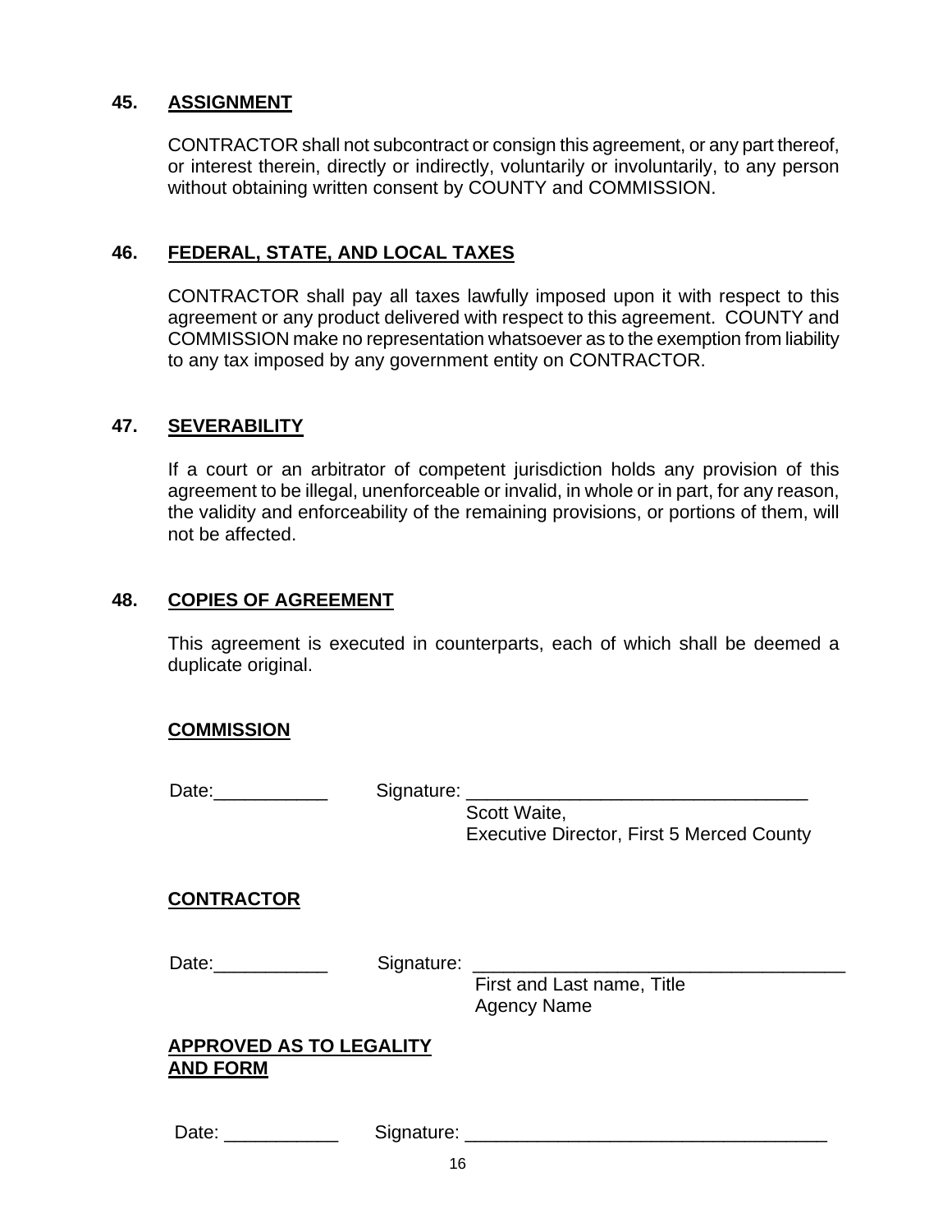## 45. ASSIGNMENT

CONTRACTOR shall not subcontract or consign this agreement, or any part thereof, or interest therein, directly or indirectly, voluntarily or involuntarily, to any person without obtaining written consent by COUNTY and COMMISSION.

## 46. FEDERAL, STATE, AND LOCAL TAXES

CONTRACTOR shall pay all taxes lawfully imposed upon it with respect to this agreement or any product delivered with respect to this agreement. COUNTY and COMMISSION make no representation whatsoever as to the exemption from liability to any tax imposed by any government entity on CONTRACTOR.

## 47. SEVERABILITY

If a court or an arbitrator of competent jurisdiction holds any provision of this agreement to be illegal, unenforceable or invalid, in whole or in part, for any reason, the validity and enforceability of the remaining provisions, or portions of them, will not be affected.

## 48. COPIES OF AGREEMENT

This agreement is executed in counterparts, each of which shall be deemed a duplicate original.

**COMMISSION**

Date:___________ Signature: _________________________________

Scott Waite,
Executive Director, First 5 Merced County

**CONTRACTOR**

Date:___________ Signature: ____________________________________

First and Last name, Title
Agency Name

**APPROVED AS TO LEGALITY AND FORM**

Date: ___________ Signature: __________________________________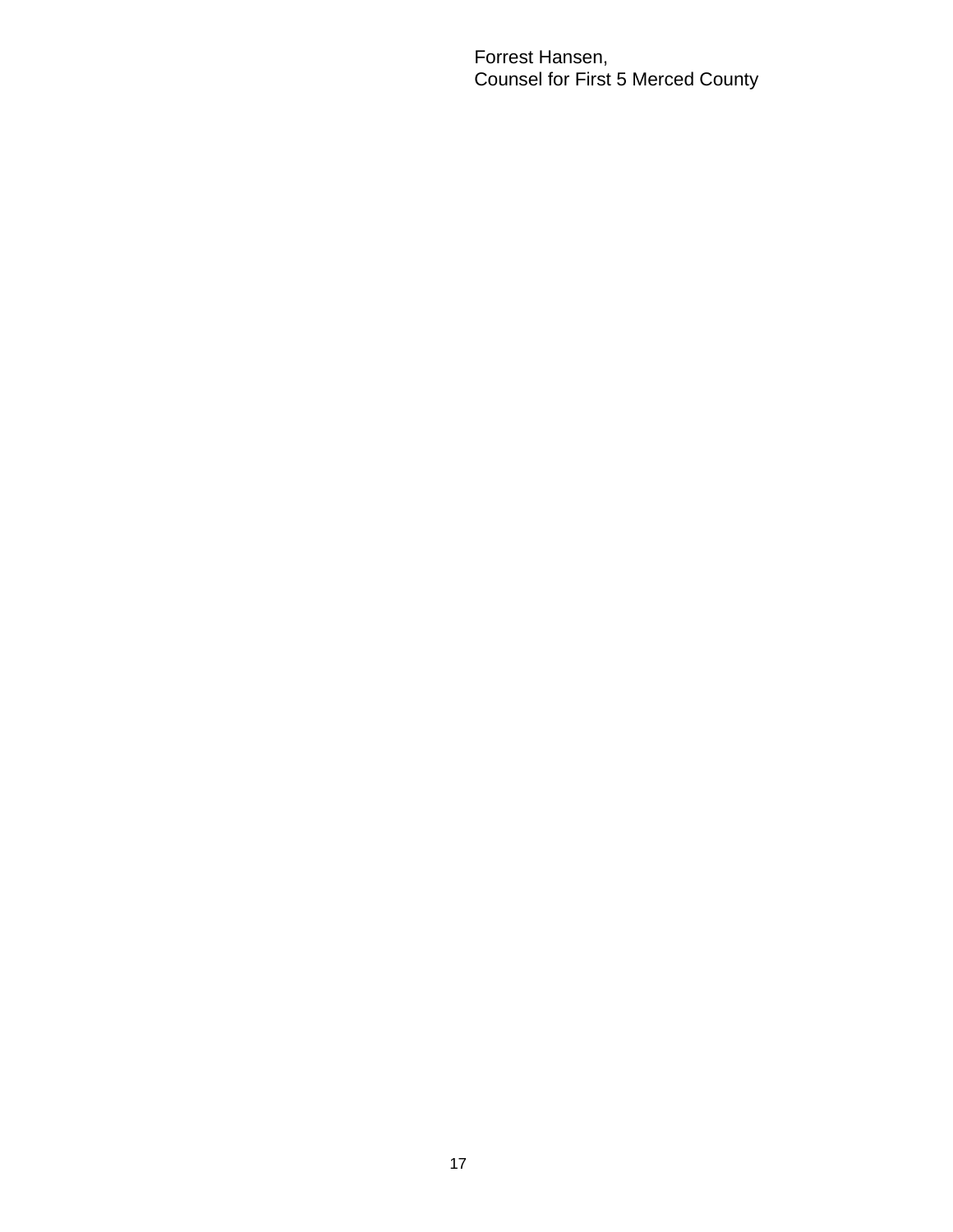Forrest Hansen,
Counsel for First 5 Merced County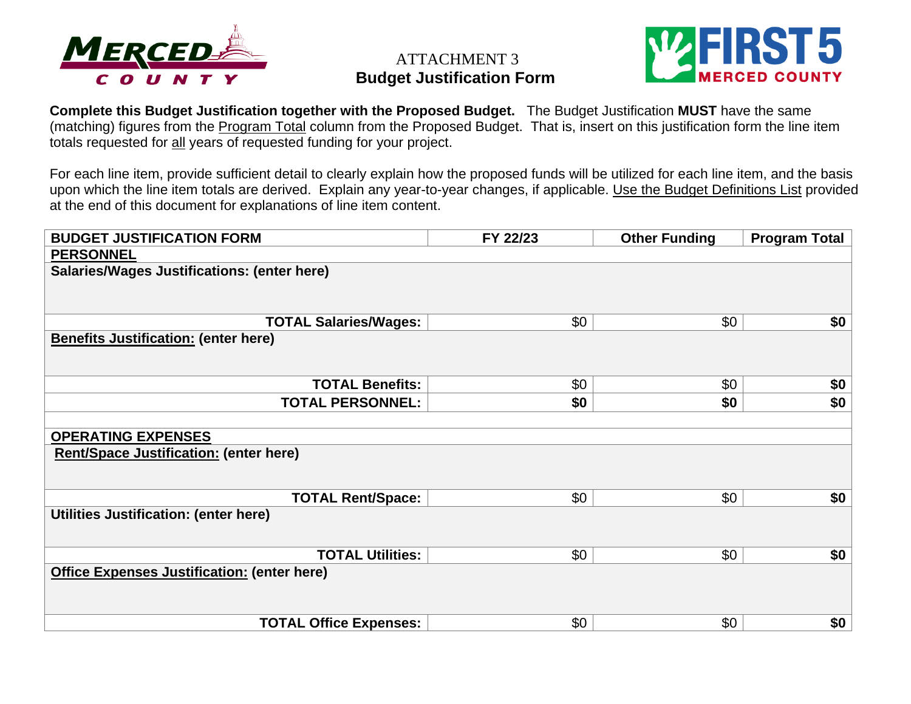ATTACHMENT 3
**Budget Justification Form**

**Complete this Budget Justification together with the Proposed Budget.** The Budget Justification **MUST** have the same (matching) figures from the Program Total column from the Proposed Budget. That is, insert on this justification form the line item totals requested for all years of requested funding for your project.

For each line item, provide sufficient detail to clearly explain how the proposed funds will be utilized for each line item, and the basis upon which the line item totals are derived. Explain any year-to-year changes, if applicable. Use the Budget Definitions List provided at the end of this document for explanations of line item content.

| **BUDGET JUSTIFICATION FORM** | **FY 22/23** | **Other Funding** | **Program Total** |
|---|---|---|---|
| **PERSONNEL** | | | |
| **Salaries/Wages Justifications: (enter here)** | | | |
| **TOTAL Salaries/Wages:** | $0 | $0 | **$0** |
| **Benefits Justification: (enter here)** | | | |
| **TOTAL Benefits:** | $0 | $0 | **$0** |
| **TOTAL PERSONNEL:** | **$0** | **$0** | **$0** |
| | | | |
| **OPERATING EXPENSES** | | | |
| **Rent/Space Justification: (enter here)** | | | |
| **TOTAL Rent/Space:** | $0 | $0 | **$0** |
| **Utilities Justification: (enter here)** | | | |
| **TOTAL Utilities:** | $0 | $0 | **$0** |
| **Office Expenses Justification: (enter here)** | | | |
| **TOTAL Office Expenses:** | $0 | $0 | **$0** |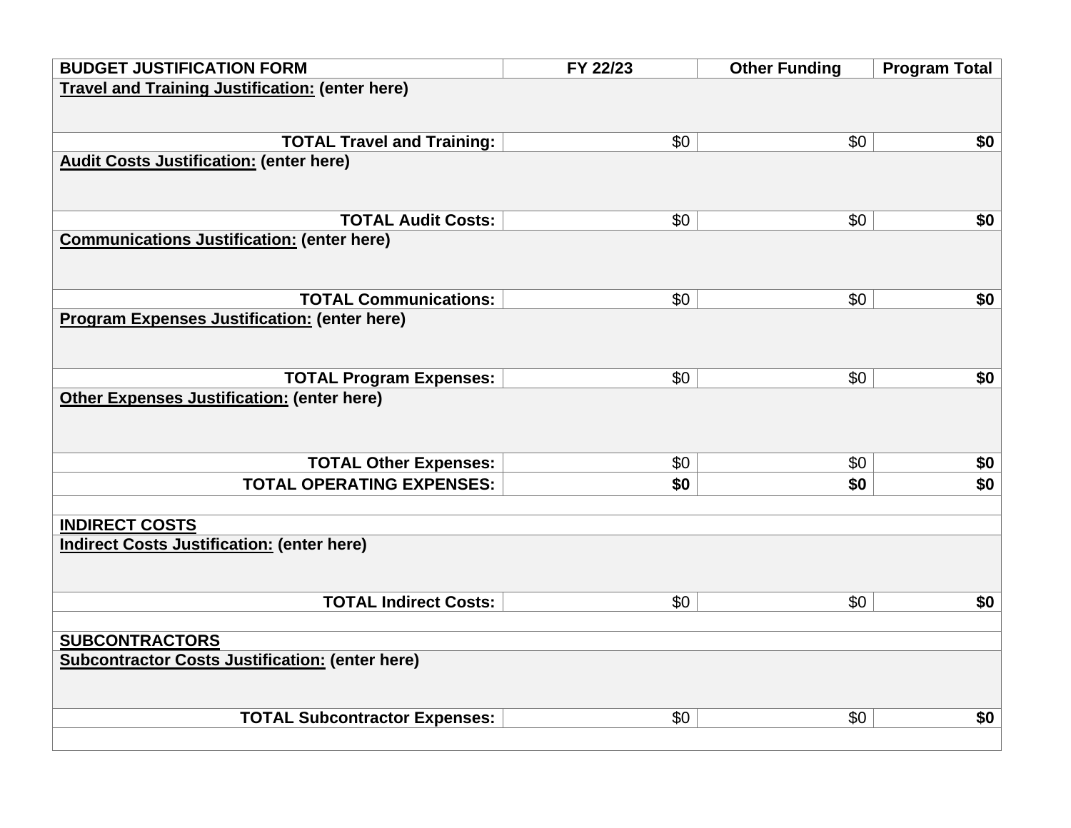| **BUDGET JUSTIFICATION FORM** | **FY 22/23** | **Other Funding** | **Program Total** |
|---|---|---|---|
| **Travel and Training Justification: (enter here)** | | | |
| **TOTAL Travel and Training:** | $0 | $0 | **$0** |
| **Audit Costs Justification: (enter here)** | | | |
| **TOTAL Audit Costs:** | $0 | $0 | **$0** |
| **Communications Justification: (enter here)** | | | |
| **TOTAL Communications:** | $0 | $0 | **$0** |
| **Program Expenses Justification: (enter here)** | | | |
| **TOTAL Program Expenses:** | $0 | $0 | **$0** |
| **Other Expenses Justification: (enter here)** | | | |
| **TOTAL Other Expenses:** | $0 | $0 | **$0** |
| **TOTAL OPERATING EXPENSES:** | **$0** | **$0** | **$0** |
| | | | |
| **INDIRECT COSTS** | | | |
| **Indirect Costs Justification: (enter here)** | | | |
| **TOTAL Indirect Costs:** | $0 | $0 | **$0** |
| | | | |
| **SUBCONTRACTORS** | | | |
| **Subcontractor Costs Justification: (enter here)** | | | |
| **TOTAL Subcontractor Expenses:** | $0 | $0 | **$0** |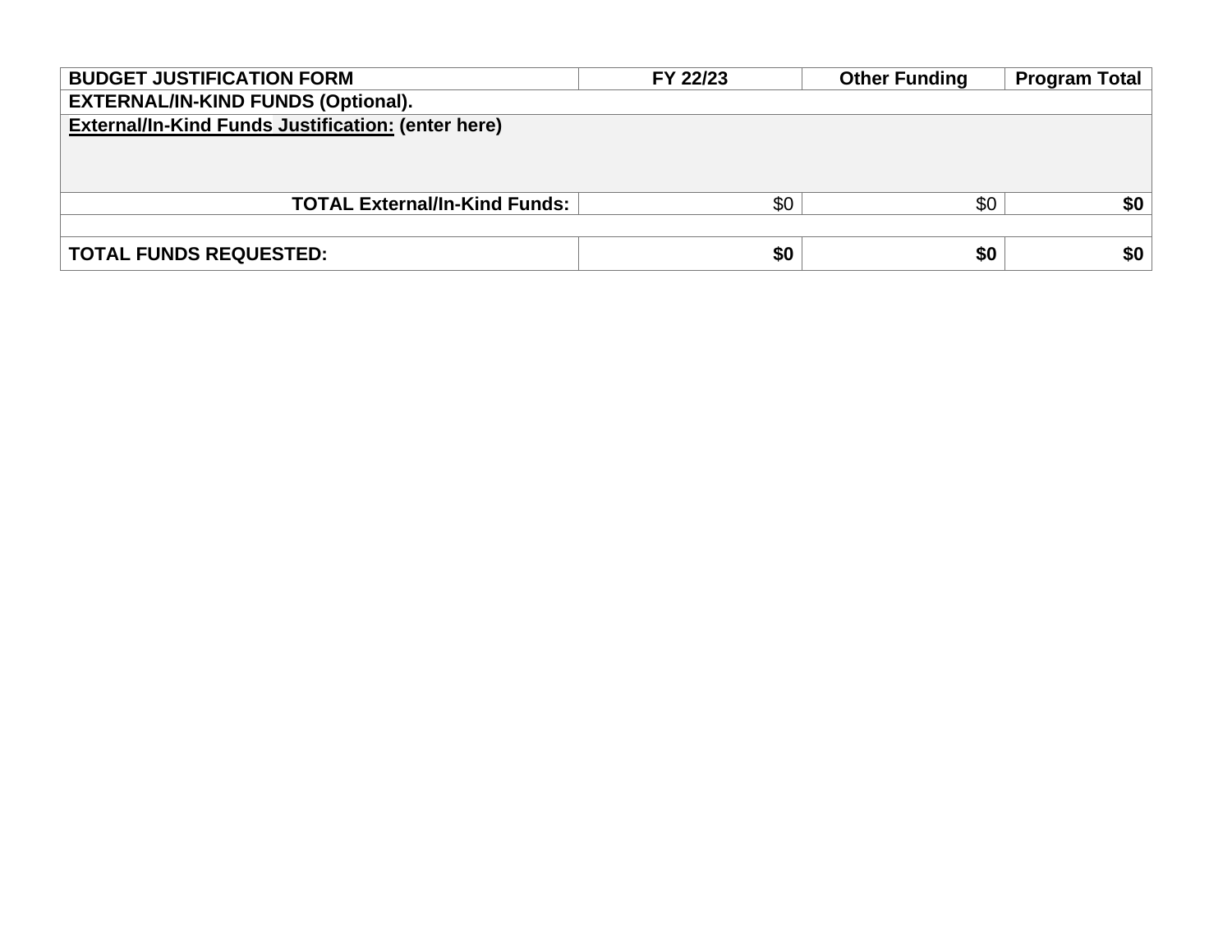| **BUDGET JUSTIFICATION FORM** | **FY 22/23** | **Other Funding** | **Program Total** |
| --- | --- | --- | --- |
| **EXTERNAL/IN-KIND FUNDS (Optional).** | | | |
| **External/In-Kind Funds Justification: (enter here)** | | | |
| **TOTAL External/In-Kind Funds:** | $0 | $0 | **$0** |
| | | | |
| **TOTAL FUNDS REQUESTED:** | **$0** | **$0** | **$0** |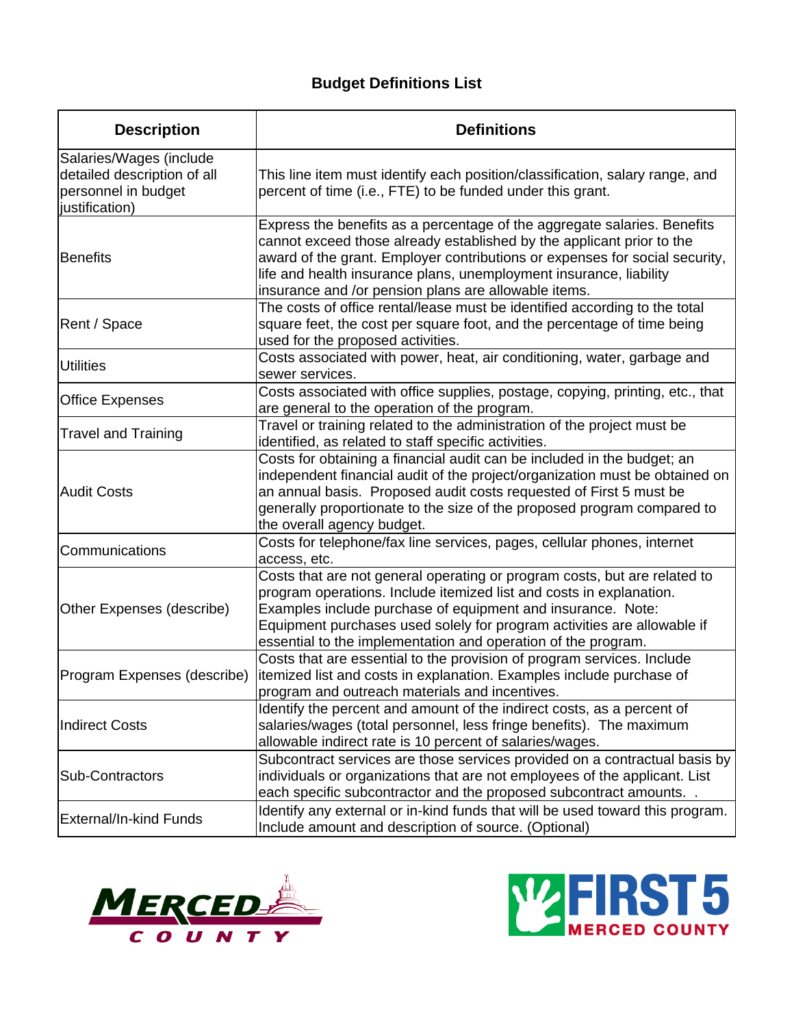# Budget Definitions List

| Description | Definitions |
|---|---|
| Salaries/Wages (include detailed description of all personnel in budget justification) | This line item must identify each position/classification, salary range, and percent of time (i.e., FTE) to be funded under this grant. |
| Benefits | Express the benefits as a percentage of the aggregate salaries. Benefits cannot exceed those already established by the applicant prior to the award of the grant. Employer contributions or expenses for social security, life and health insurance plans, unemployment insurance, liability insurance and /or pension plans are allowable items. |
| Rent / Space | The costs of office rental/lease must be identified according to the total square feet, the cost per square foot, and the percentage of time being used for the proposed activities. |
| Utilities | Costs associated with power, heat, air conditioning, water, garbage and sewer services. |
| Office Expenses | Costs associated with office supplies, postage, copying, printing, etc., that are general to the operation of the program. |
| Travel and Training | Travel or training related to the administration of the project must be identified, as related to staff specific activities. |
| Audit Costs | Costs for obtaining a financial audit can be included in the budget; an independent financial audit of the project/organization must be obtained on an annual basis. Proposed audit costs requested of First 5 must be generally proportionate to the size of the proposed program compared to the overall agency budget. |
| Communications | Costs for telephone/fax line services, pages, cellular phones, internet access, etc. |
| Other Expenses (describe) | Costs that are not general operating or program costs, but are related to program operations. Include itemized list and costs in explanation. Examples include purchase of equipment and insurance. Note: Equipment purchases used solely for program activities are allowable if essential to the implementation and operation of the program. |
| Program Expenses (describe) | Costs that are essential to the provision of program services. Include itemized list and costs in explanation. Examples include purchase of program and outreach materials and incentives. |
| Indirect Costs | Identify the percent and amount of the indirect costs, as a percent of salaries/wages (total personnel, less fringe benefits). The maximum allowable indirect rate is 10 percent of salaries/wages. |
| Sub-Contractors | Subcontract services are those services provided on a contractual basis by individuals or organizations that are not employees of the applicant. List each specific subcontractor and the proposed subcontract amounts. . |
| External/In-kind Funds | Identify any external or in-kind funds that will be used toward this program. Include amount and description of source. (Optional) |

MERCED COUNTY

FIRST 5 MERCED COUNTY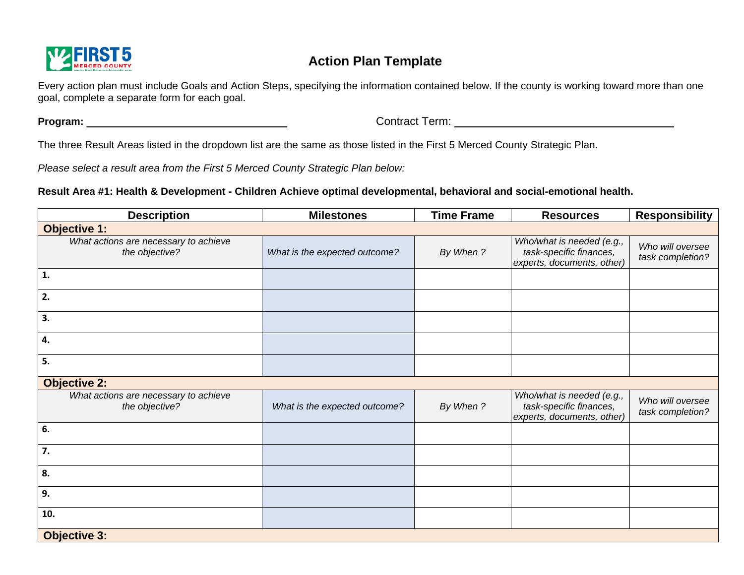# Action Plan Template

Every action plan must include Goals and Action Steps, specifying the information contained below. If the county is working toward more than one goal, complete a separate form for each goal.

**Program:** ________________________________ Contract Term: ________________________________

The three Result Areas listed in the dropdown list are the same as those listed in the First 5 Merced County Strategic Plan.

*Please select a result area from the First 5 Merced County Strategic Plan below:*

**Result Area #1: Health & Development - Children Achieve optimal developmental, behavioral and social-emotional health.**

| Description | Milestones | Time Frame | Resources | Responsibility |
|---|---|---|---|---|
| **Objective 1:** | | | | |
| *What actions are necessary to achieve the objective?* | *What is the expected outcome?* | *By When ?* | *Who/what is needed (e.g., task-specific finances, experts, documents, other)* | *Who will oversee task completion?* |
| **1.** | | | | |
| **2.** | | | | |
| **3.** | | | | |
| **4.** | | | | |
| **5.** | | | | |
| **Objective 2:** | | | | |
| *What actions are necessary to achieve the objective?* | *What is the expected outcome?* | *By When ?* | *Who/what is needed (e.g., task-specific finances, experts, documents, other)* | *Who will oversee task completion?* |
| **6.** | | | | |
| **7.** | | | | |
| **8.** | | | | |
| **9.** | | | | |
| **10.** | | | | |
| **Objective 3:** | | | | |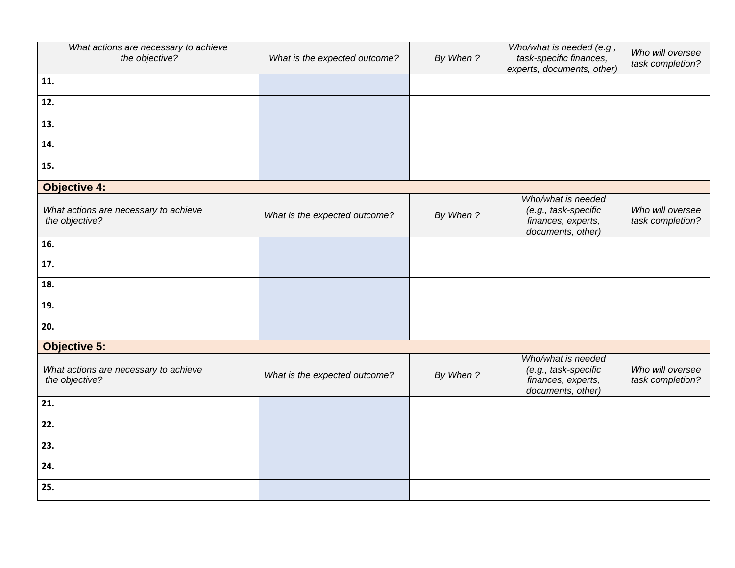| *What actions are necessary to achieve the objective?* | *What is the expected outcome?* | *By When ?* | *Who/what is needed (e.g., task-specific finances, experts, documents, other)* | *Who will oversee task completion?* |
|---|---|---|---|---|
| **11.** | | | | |
| **12.** | | | | |
| **13.** | | | | |
| **14.** | | | | |
| **15.** | | | | |
| **Objective 4:** | | | | |
| *What actions are necessary to achieve the objective?* | *What is the expected outcome?* | *By When ?* | *Who/what is needed (e.g., task-specific finances, experts, documents, other)* | *Who will oversee task completion?* |
| **16.** | | | | |
| **17.** | | | | |
| **18.** | | | | |
| **19.** | | | | |
| **20.** | | | | |
| **Objective 5:** | | | | |
| *What actions are necessary to achieve the objective?* | *What is the expected outcome?* | *By When ?* | *Who/what is needed (e.g., task-specific finances, experts, documents, other)* | *Who will oversee task completion?* |
| **21.** | | | | |
| **22.** | | | | |
| **23.** | | | | |
| **24.** | | | | |
| **25.** | | | | |